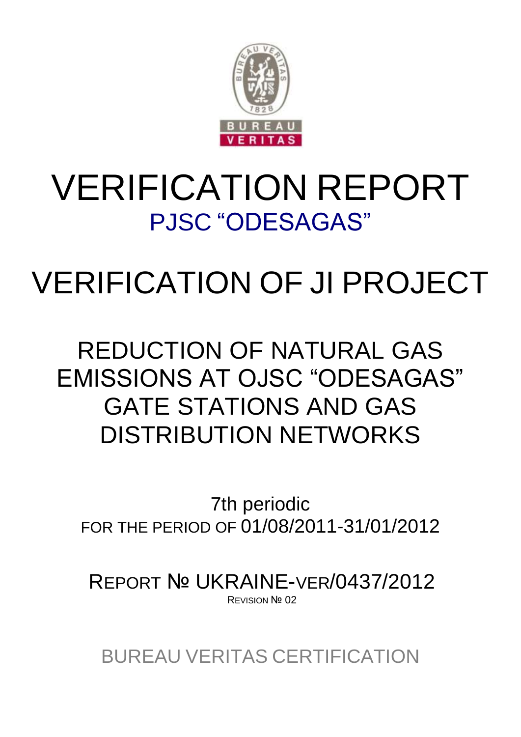# VERIFICATION REPORT

## PJSC "ODESAGAS"

# VERIFICATION OF JI PROJECT

## REDUCTION OF NATURAL GAS EMISSIONS AT OJSC "ODESAGAS" GATE STATIONS AND GAS DISTRIBUTION NETWORKS

7th periodic

FOR THE PERIOD OF 01/08/2011-31/01/2012

REPORT № UKRAINE-VER/0437/2012

REVISION № 02

BUREAU VERITAS CERTIFICATION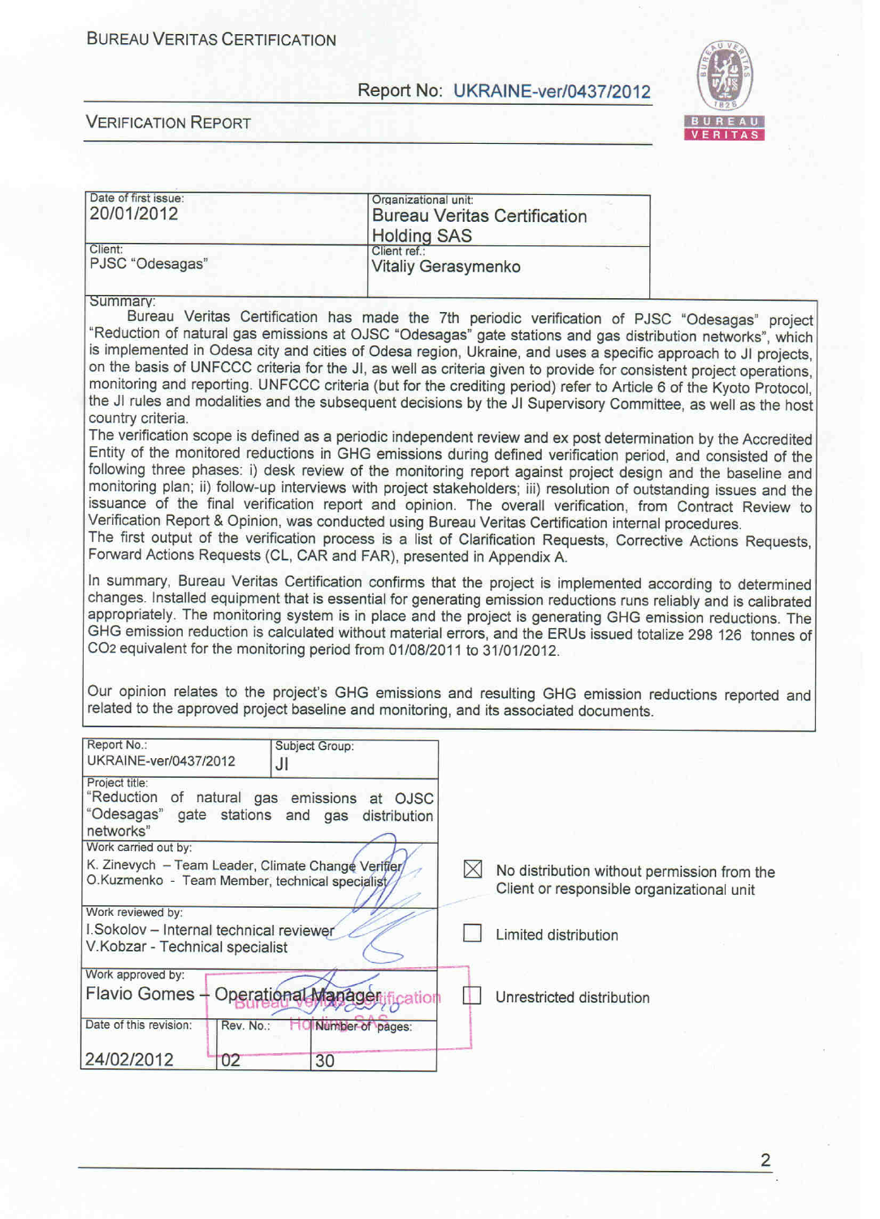| Date of first issue: 20/01/2012 | Organizational unit: Bureau Veritas Certification Holding SAS |
|---|---|
| Client: PJSC "Odesagas" | Client ref.: Vitaliy Gerasymenko |

Summary:

Bureau Veritas Certification has made the 7th periodic verification of PJSC "Odesagas" project "Reduction of natural gas emissions at OJSC "Odesagas" gate stations and gas distribution networks", which is implemented in Odesa city and cities of Odesa region, Ukraine, and uses a specific approach to JI projects, on the basis of UNFCCC criteria for the JI, as well as criteria given to provide for consistent project operations, monitoring and reporting. UNFCCC criteria (but for the crediting period) refer to Article 6 of the Kyoto Protocol, the JI rules and modalities and the subsequent decisions by the JI Supervisory Committee, as well as the host country criteria.

The verification scope is defined as a periodic independent review and ex post determination by the Accredited Entity of the monitored reductions in GHG emissions during defined verification period, and consisted of the following three phases: i) desk review of the monitoring report against project design and the baseline and monitoring plan; ii) follow-up interviews with project stakeholders; iii) resolution of outstanding issues and the issuance of the final verification report and opinion. The overall verification, from Contract Review to Verification Report & Opinion, was conducted using Bureau Veritas Certification internal procedures.

The first output of the verification process is a list of Clarification Requests, Corrective Actions Requests, Forward Actions Requests (CL, CAR and FAR), presented in Appendix A.

In summary, Bureau Veritas Certification confirms that the project is implemented according to determined changes. Installed equipment that is essential for generating emission reductions runs reliably and is calibrated appropriately. The monitoring system is in place and the project is generating GHG emission reductions. The GHG emission reduction is calculated without material errors, and the ERUs issued totalize 298 126 tonnes of $CO_2$ equivalent for the monitoring period from 01/08/2011 to 31/01/2012.

Our opinion relates to the project's GHG emissions and resulting GHG emission reductions reported and related to the approved project baseline and monitoring, and its associated documents.

| Report No.: UKRAINE-ver/0437/2012 | | Subject Group: JI |
|---|---|---|
| Project title: "Reduction of natural gas emissions at OJSC "Odesagas" gate stations and gas distribution networks" | | |
| Work carried out by: K. Zinevych – Team Leader, Climate Change Verifier; O.Kuzmenko - Team Member, technical specialist | | |
| Work reviewed by: I.Sokolov – Internal technical reviewer; V.Kobzar - Technical specialist | | |
| Work approved by: Flavio Gomes – Operational Manager | | |
| Date of this revision: 24/02/2012 | Rev. No.: 02 | Number of pages: 30 |

- [x] No distribution without permission from the Client or responsible organizational unit
- [ ] Limited distribution
- [ ] Unrestricted distribution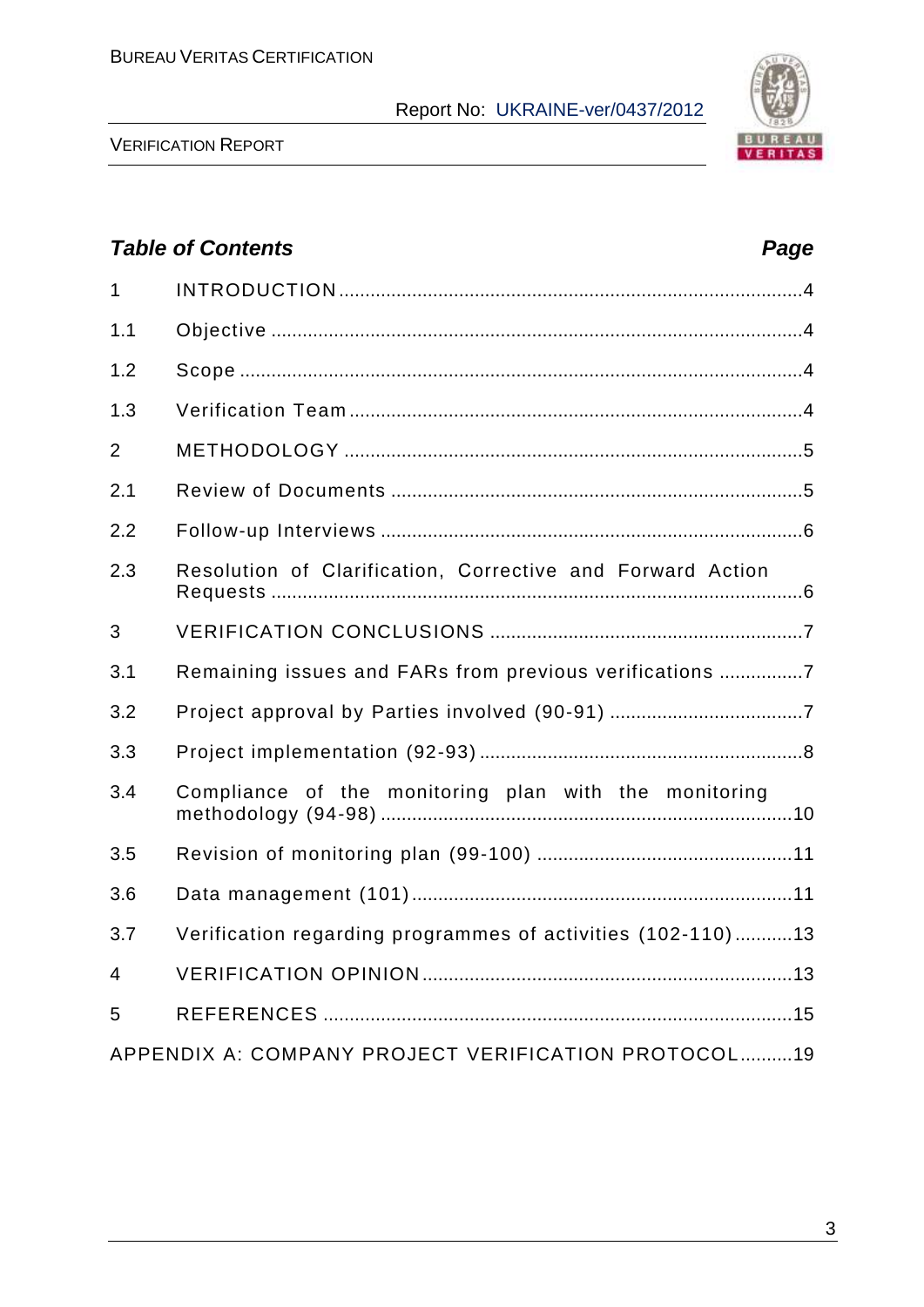## *Table of Contents*

| | | Page |
|---|---|---|
| 1 | INTRODUCTION | 4 |
| 1.1 | Objective | 4 |
| 1.2 | Scope | 4 |
| 1.3 | Verification Team | 4 |
| 2 | METHODOLOGY | 5 |
| 2.1 | Review of Documents | 5 |
| 2.2 | Follow-up Interviews | 6 |
| 2.3 | Resolution of Clarification, Corrective and Forward Action Requests | 6 |
| 3 | VERIFICATION CONCLUSIONS | 7 |
| 3.1 | Remaining issues and FARs from previous verifications | 7 |
| 3.2 | Project approval by Parties involved (90-91) | 7 |
| 3.3 | Project implementation (92-93) | 8 |
| 3.4 | Compliance of the monitoring plan with the monitoring methodology (94-98) | 10 |
| 3.5 | Revision of monitoring plan (99-100) | 11 |
| 3.6 | Data management (101) | 11 |
| 3.7 | Verification regarding programmes of activities (102-110) | 13 |
| 4 | VERIFICATION OPINION | 13 |
| 5 | REFERENCES | 15 |
| APPENDIX A: COMPANY PROJECT VERIFICATION PROTOCOL | | 19 |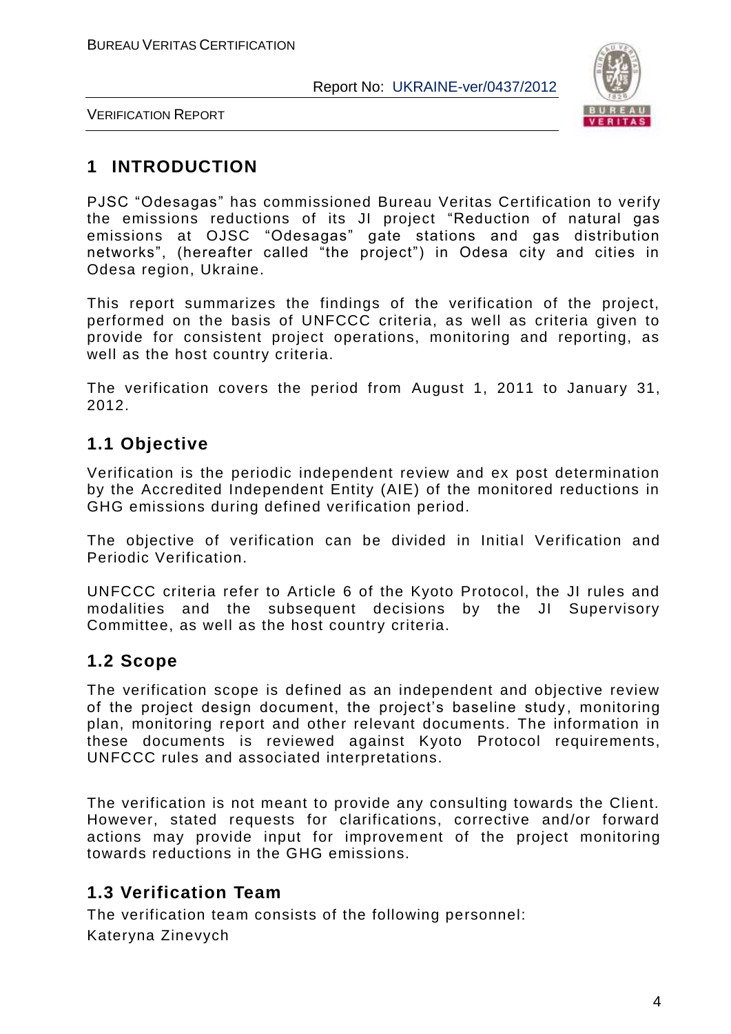# 1 INTRODUCTION

PJSC "Odesagas" has commissioned Bureau Veritas Certification to verify the emissions reductions of its JI project "Reduction of natural gas emissions at OJSC "Odesagas" gate stations and gas distribution networks", (hereafter called "the project") in Odesa city and cities in Odesa region, Ukraine.

This report summarizes the findings of the verification of the project, performed on the basis of UNFCCC criteria, as well as criteria given to provide for consistent project operations, monitoring and reporting, as well as the host country criteria.

The verification covers the period from August 1, 2011 to January 31, 2012.

## 1.1 Objective

Verification is the periodic independent review and ex post determination by the Accredited Independent Entity (AIE) of the monitored reductions in GHG emissions during defined verification period.

The objective of verification can be divided in Initial Verification and Periodic Verification.

UNFCCC criteria refer to Article 6 of the Kyoto Protocol, the JI rules and modalities and the subsequent decisions by the JI Supervisory Committee, as well as the host country criteria.

## 1.2 Scope

The verification scope is defined as an independent and objective review of the project design document, the project's baseline study, monitoring plan, monitoring report and other relevant documents. The information in these documents is reviewed against Kyoto Protocol requirements, UNFCCC rules and associated interpretations.

The verification is not meant to provide any consulting towards the Client. However, stated requests for clarifications, corrective and/or forward actions may provide input for improvement of the project monitoring towards reductions in the GHG emissions.

## 1.3 Verification Team

The verification team consists of the following personnel:

Kateryna Zinevych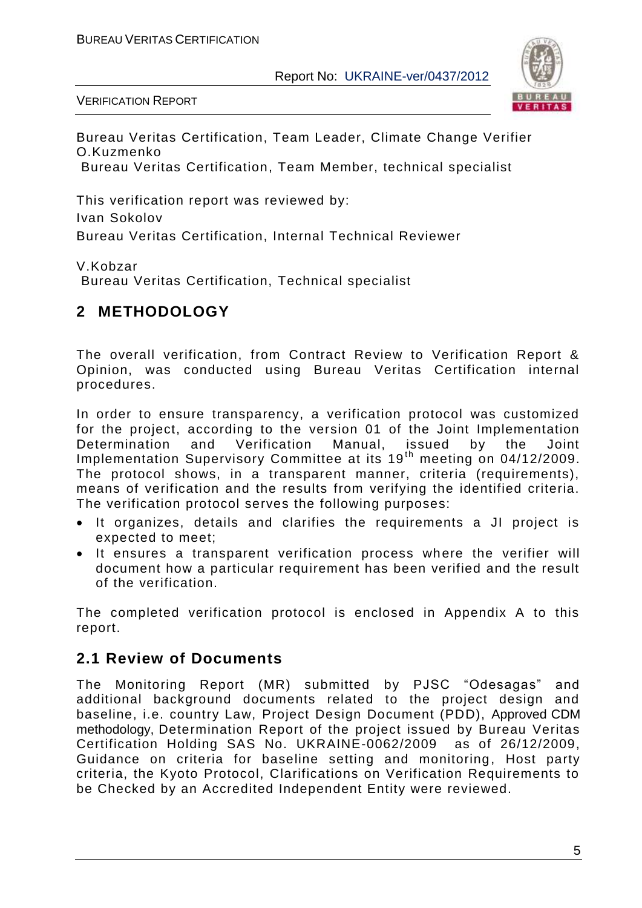Bureau Veritas Certification, Team Leader, Climate Change Verifier

O.Kuzmenko

Bureau Veritas Certification, Team Member, technical specialist

This verification report was reviewed by:

Ivan Sokolov

Bureau Veritas Certification, Internal Technical Reviewer

V.Kobzar

Bureau Veritas Certification, Technical specialist

## 2 METHODOLOGY

The overall verification, from Contract Review to Verification Report & Opinion, was conducted using Bureau Veritas Certification internal procedures.

In order to ensure transparency, a verification protocol was customized for the project, according to the version 01 of the Joint Implementation Determination and Verification Manual, issued by the Joint Implementation Supervisory Committee at its 19th meeting on 04/12/2009. The protocol shows, in a transparent manner, criteria (requirements), means of verification and the results from verifying the identified criteria. The verification protocol serves the following purposes:

- It organizes, details and clarifies the requirements a JI project is expected to meet;
- It ensures a transparent verification process where the verifier will document how a particular requirement has been verified and the result of the verification.

The completed verification protocol is enclosed in Appendix A to this report.

### 2.1 Review of Documents

The Monitoring Report (MR) submitted by PJSC "Odesagas" and additional background documents related to the project design and baseline, i.e. country Law, Project Design Document (PDD), Approved CDM methodology, Determination Report of the project issued by Bureau Veritas Certification Holding SAS No. UKRAINE-0062/2009 as of 26/12/2009, Guidance on criteria for baseline setting and monitoring, Host party criteria, the Kyoto Protocol, Clarifications on Verification Requirements to be Checked by an Accredited Independent Entity were reviewed.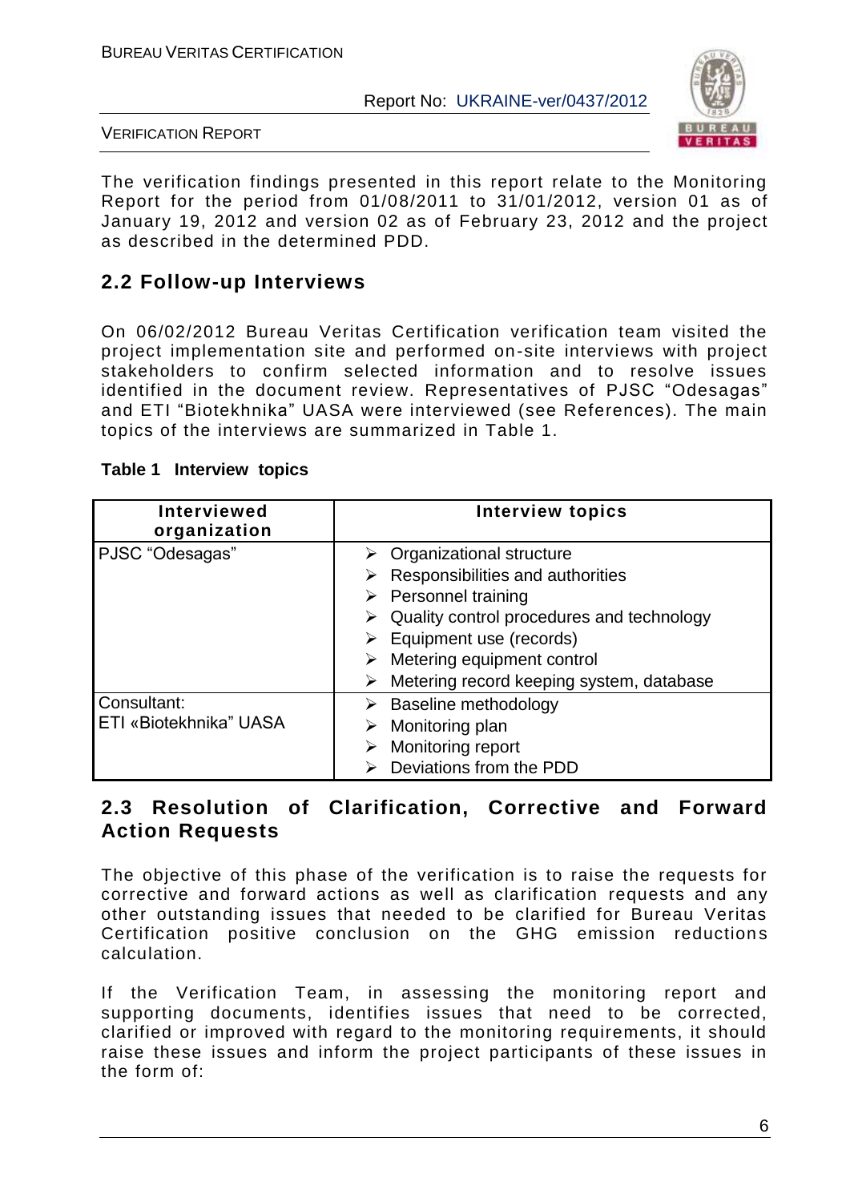The verification findings presented in this report relate to the Monitoring Report for the period from 01/08/2011 to 31/01/2012, version 01 as of January 19, 2012 and version 02 as of February 23, 2012 and the project as described in the determined PDD.

## 2.2 Follow-up Interviews

On 06/02/2012 Bureau Veritas Certification verification team visited the project implementation site and performed on-site interviews with project stakeholders to confirm selected information and to resolve issues identified in the document review. Representatives of PJSC "Odesagas" and ETI "Biotekhnika" UASA were interviewed (see References). The main topics of the interviews are summarized in Table 1.

**Table 1 Interview topics**

| Interviewed organization | Interview topics |
|---|---|
| PJSC "Odesagas" | ➢ Organizational structure<br>➢ Responsibilities and authorities<br>➢ Personnel training<br>➢ Quality control procedures and technology<br>➢ Equipment use (records)<br>➢ Metering equipment control<br>➢ Metering record keeping system, database |
| Consultant:<br>ETI «Biotekhnika" UASA | ➢ Baseline methodology<br>➢ Monitoring plan<br>➢ Monitoring report<br>➢ Deviations from the PDD |

## 2.3 Resolution of Clarification, Corrective and Forward Action Requests

The objective of this phase of the verification is to raise the requests for corrective and forward actions as well as clarification requests and any other outstanding issues that needed to be clarified for Bureau Veritas Certification positive conclusion on the GHG emission reductions calculation.

If the Verification Team, in assessing the monitoring report and supporting documents, identifies issues that need to be corrected, clarified or improved with regard to the monitoring requirements, it should raise these issues and inform the project participants of these issues in the form of: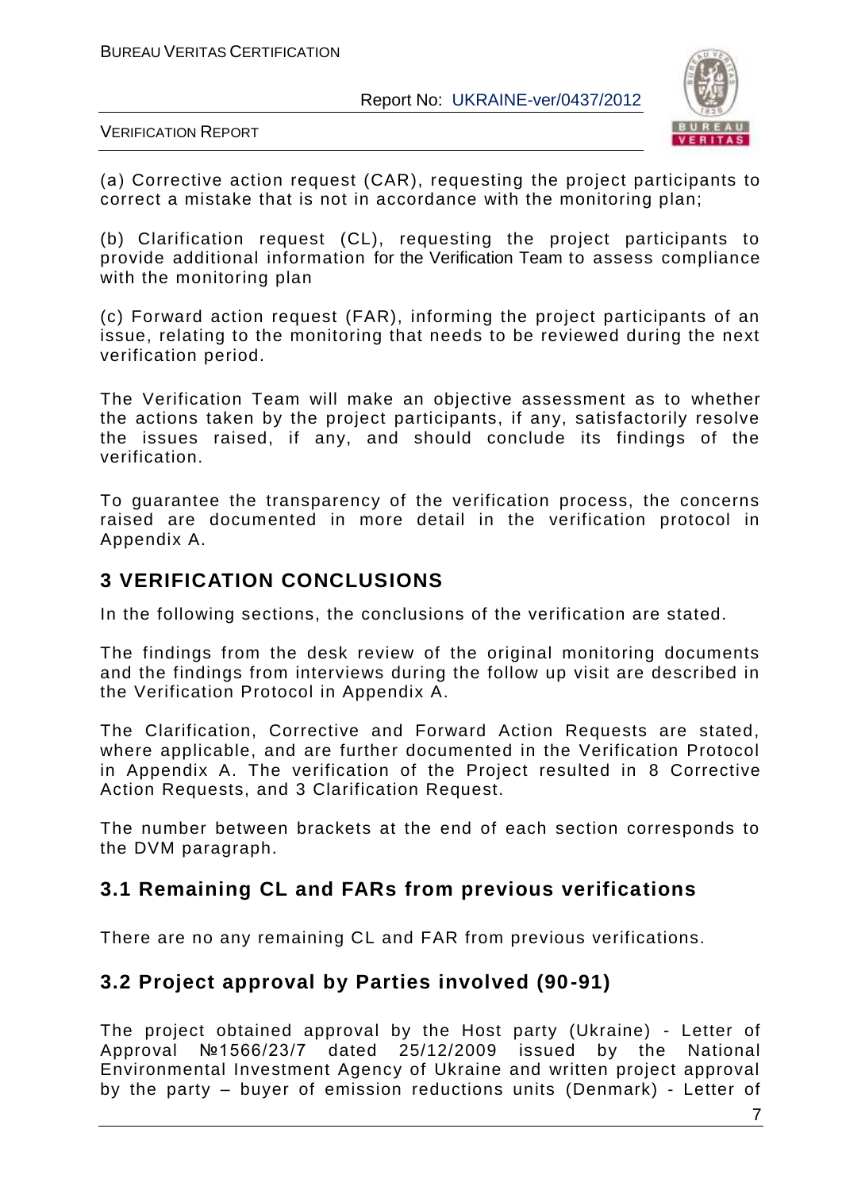(a) Corrective action request (CAR), requesting the project participants to correct a mistake that is not in accordance with the monitoring plan;

(b) Clarification request (CL), requesting the project participants to provide additional information for the Verification Team to assess compliance with the monitoring plan

(c) Forward action request (FAR), informing the project participants of an issue, relating to the monitoring that needs to be reviewed during the next verification period.

The Verification Team will make an objective assessment as to whether the actions taken by the project participants, if any, satisfactorily resolve the issues raised, if any, and should conclude its findings of the verification.

To guarantee the transparency of the verification process, the concerns raised are documented in more detail in the verification protocol in Appendix A.

## 3 VERIFICATION CONCLUSIONS

In the following sections, the conclusions of the verification are stated.

The findings from the desk review of the original monitoring documents and the findings from interviews during the follow up visit are described in the Verification Protocol in Appendix A.

The Clarification, Corrective and Forward Action Requests are stated, where applicable, and are further documented in the Verification Protocol in Appendix A. The verification of the Project resulted in 8 Corrective Action Requests, and 3 Clarification Request.

The number between brackets at the end of each section corresponds to the DVM paragraph.

### 3.1 Remaining CL and FARs from previous verifications

There are no any remaining CL and FAR from previous verifications.

### 3.2 Project approval by Parties involved (90-91)

The project obtained approval by the Host party (Ukraine) - Letter of Approval №1566/23/7 dated 25/12/2009 issued by the National Environmental Investment Agency of Ukraine and written project approval by the party – buyer of emission reductions units (Denmark) - Letter of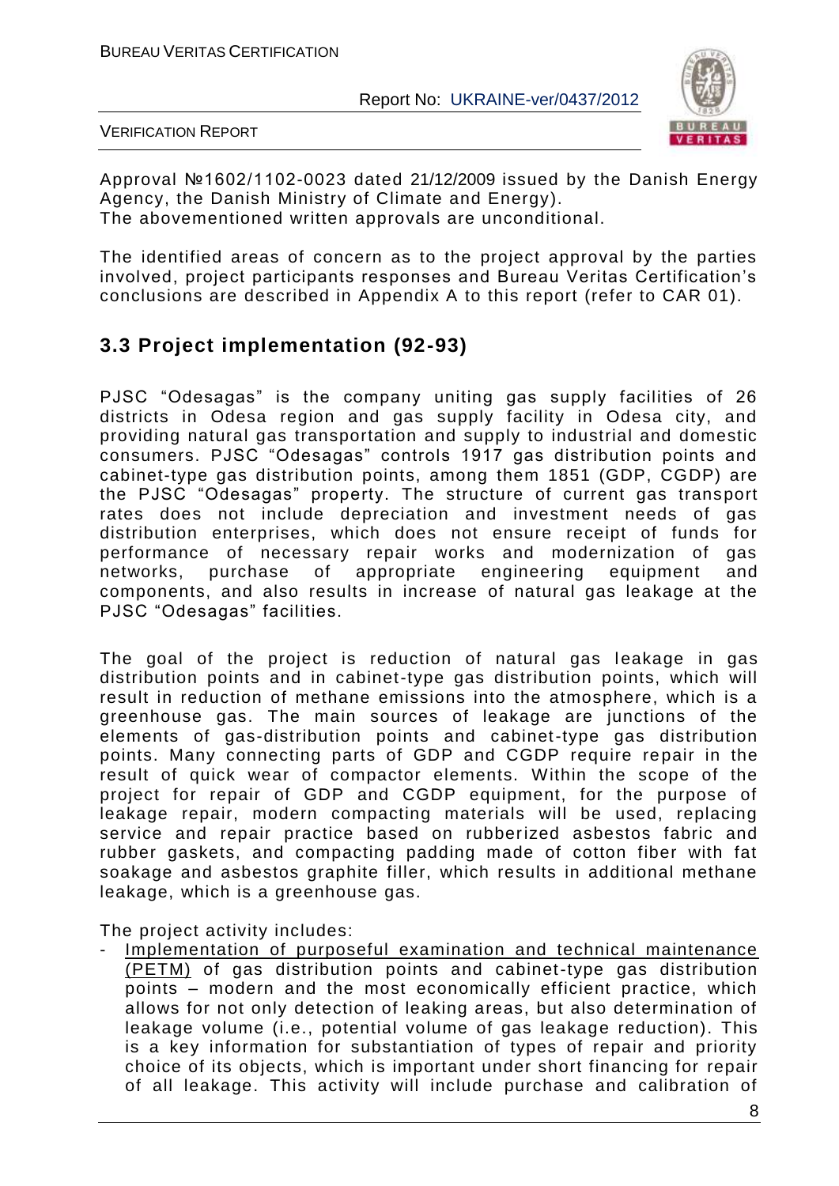Approval №1602/1102-0023 dated 21/12/2009 issued by the Danish Energy Agency, the Danish Ministry of Climate and Energy).
The abovementioned written approvals are unconditional.

The identified areas of concern as to the project approval by the parties involved, project participants responses and Bureau Veritas Certification's conclusions are described in Appendix A to this report (refer to CAR 01).

## 3.3 Project implementation (92-93)

PJSC "Odesagas" is the company uniting gas supply facilities of 26 districts in Odesa region and gas supply facility in Odesa city, and providing natural gas transportation and supply to industrial and domestic consumers. PJSC "Odesagas" controls 1917 gas distribution points and cabinet-type gas distribution points, among them 1851 (GDP, CGDP) are the PJSC "Odesagas" property. The structure of current gas transport rates does not include depreciation and investment needs of gas distribution enterprises, which does not ensure receipt of funds for performance of necessary repair works and modernization of gas networks, purchase of appropriate engineering equipment and components, and also results in increase of natural gas leakage at the PJSC "Odesagas" facilities.

The goal of the project is reduction of natural gas leakage in gas distribution points and in cabinet-type gas distribution points, which will result in reduction of methane emissions into the atmosphere, which is a greenhouse gas. The main sources of leakage are junctions of the elements of gas-distribution points and cabinet-type gas distribution points. Many connecting parts of GDP and CGDP require repair in the result of quick wear of compactor elements. Within the scope of the project for repair of GDP and CGDP equipment, for the purpose of leakage repair, modern compacting materials will be used, replacing service and repair practice based on rubberized asbestos fabric and rubber gaskets, and compacting padding made of cotton fiber with fat soakage and asbestos graphite filler, which results in additional methane leakage, which is a greenhouse gas.

The project activity includes:

- <u>Implementation of purposeful examination and technical maintenance (PETM)</u> of gas distribution points and cabinet-type gas distribution points – modern and the most economically efficient practice, which allows for not only detection of leaking areas, but also determination of leakage volume (i.e., potential volume of gas leakage reduction). This is a key information for substantiation of types of repair and priority choice of its objects, which is important under short financing for repair of all leakage. This activity will include purchase and calibration of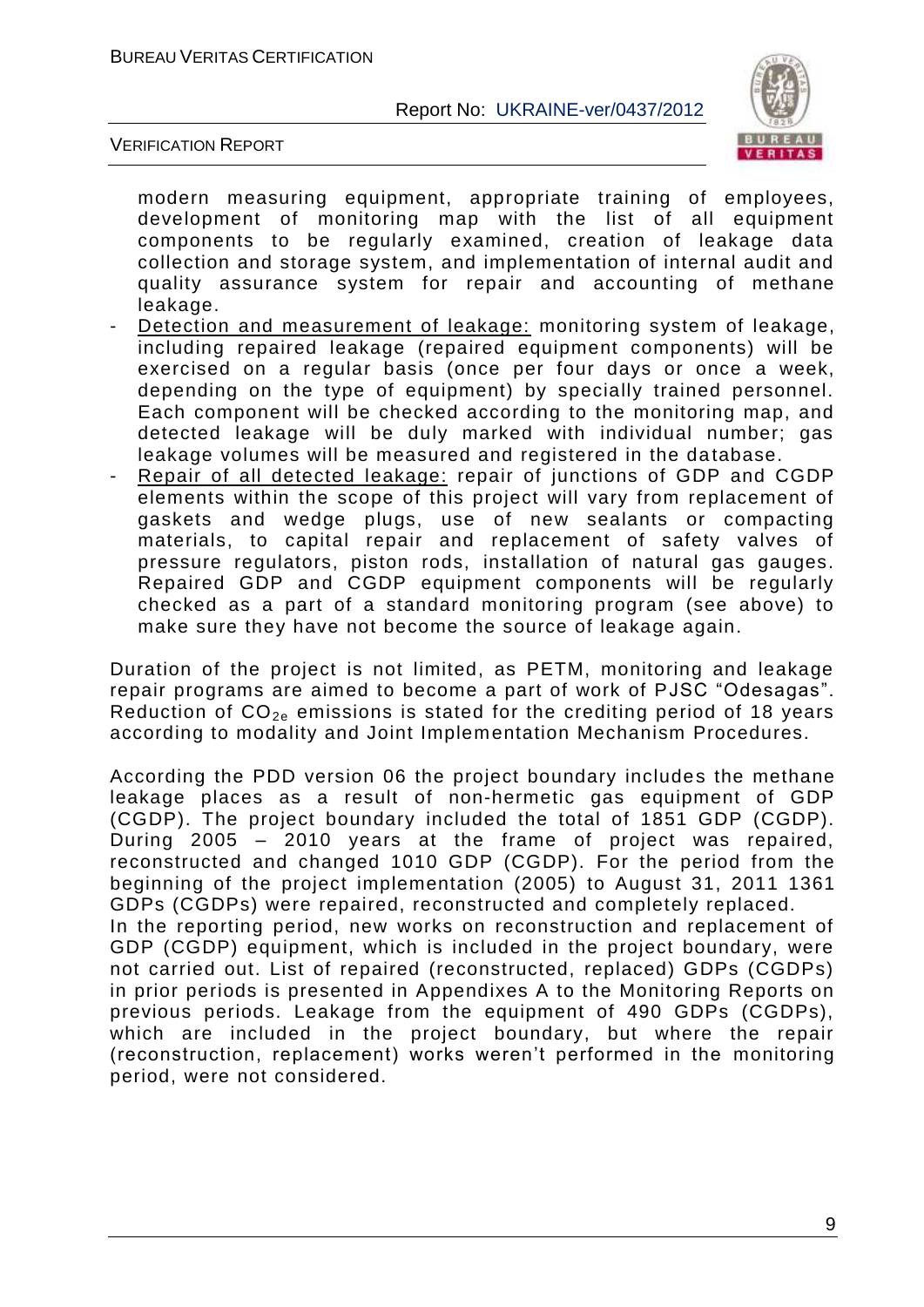modern measuring equipment, appropriate training of employees, development of monitoring map with the list of all equipment components to be regularly examined, creation of leakage data collection and storage system, and implementation of internal audit and quality assurance system for repair and accounting of methane leakage.

- Detection and measurement of leakage: monitoring system of leakage, including repaired leakage (repaired equipment components) will be exercised on a regular basis (once per four days or once a week, depending on the type of equipment) by specially trained personnel. Each component will be checked according to the monitoring map, and detected leakage will be duly marked with individual number; gas leakage volumes will be measured and registered in the database.
- Repair of all detected leakage: repair of junctions of GDP and CGDP elements within the scope of this project will vary from replacement of gaskets and wedge plugs, use of new sealants or compacting materials, to capital repair and replacement of safety valves of pressure regulators, piston rods, installation of natural gas gauges. Repaired GDP and CGDP equipment components will be regularly checked as a part of a standard monitoring program (see above) to make sure they have not become the source of leakage again.

Duration of the project is not limited, as PETM, monitoring and leakage repair programs are aimed to become a part of work of PJSC "Odesagas". Reduction of $CO_{2e}$ emissions is stated for the crediting period of 18 years according to modality and Joint Implementation Mechanism Procedures.

According the PDD version 06 the project boundary includes the methane leakage places as a result of non-hermetic gas equipment of GDP (CGDP). The project boundary included the total of 1851 GDP (CGDP). During 2005 – 2010 years at the frame of project was repaired, reconstructed and changed 1010 GDP (CGDP). For the period from the beginning of the project implementation (2005) to August 31, 2011 1361 GDPs (CGDPs) were repaired, reconstructed and completely replaced.
In the reporting period, new works on reconstruction and replacement of GDP (CGDP) equipment, which is included in the project boundary, were not carried out. List of repaired (reconstructed, replaced) GDPs (CGDPs) in prior periods is presented in Appendixes A to the Monitoring Reports on previous periods. Leakage from the equipment of 490 GDPs (CGDPs), which are included in the project boundary, but where the repair (reconstruction, replacement) works weren't performed in the monitoring period, were not considered.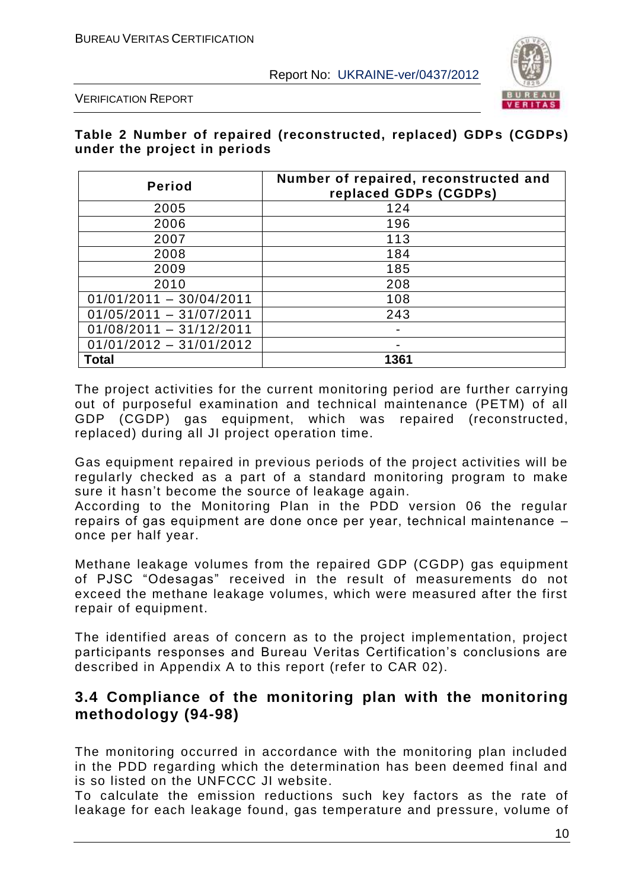**Table 2 Number of repaired (reconstructed, replaced) GDPs (CGDPs) under the project in periods**

| Period | Number of repaired, reconstructed and replaced GDPs (CGDPs) |
|---|---|
| 2005 | 124 |
| 2006 | 196 |
| 2007 | 113 |
| 2008 | 184 |
| 2009 | 185 |
| 2010 | 208 |
| 01/01/2011 – 30/04/2011 | 108 |
| 01/05/2011 – 31/07/2011 | 243 |
| 01/08/2011 – 31/12/2011 | - |
| 01/01/2012 – 31/01/2012 | - |
| **Total** | **1361** |

The project activities for the current monitoring period are further carrying out of purposeful examination and technical maintenance (PETM) of all GDP (CGDP) gas equipment, which was repaired (reconstructed, replaced) during all JI project operation time.

Gas equipment repaired in previous periods of the project activities will be regularly checked as a part of a standard monitoring program to make sure it hasn't become the source of leakage again.
According to the Monitoring Plan in the PDD version 06 the regular repairs of gas equipment are done once per year, technical maintenance – once per half year.

Methane leakage volumes from the repaired GDP (CGDP) gas equipment of PJSC "Odesagas" received in the result of measurements do not exceed the methane leakage volumes, which were measured after the first repair of equipment.

The identified areas of concern as to the project implementation, project participants responses and Bureau Veritas Certification's conclusions are described in Appendix A to this report (refer to CAR 02).

## 3.4 Compliance of the monitoring plan with the monitoring methodology (94-98)

The monitoring occurred in accordance with the monitoring plan included in the PDD regarding which the determination has been deemed final and is so listed on the UNFCCC JI website.
To calculate the emission reductions such key factors as the rate of leakage for each leakage found, gas temperature and pressure, volume of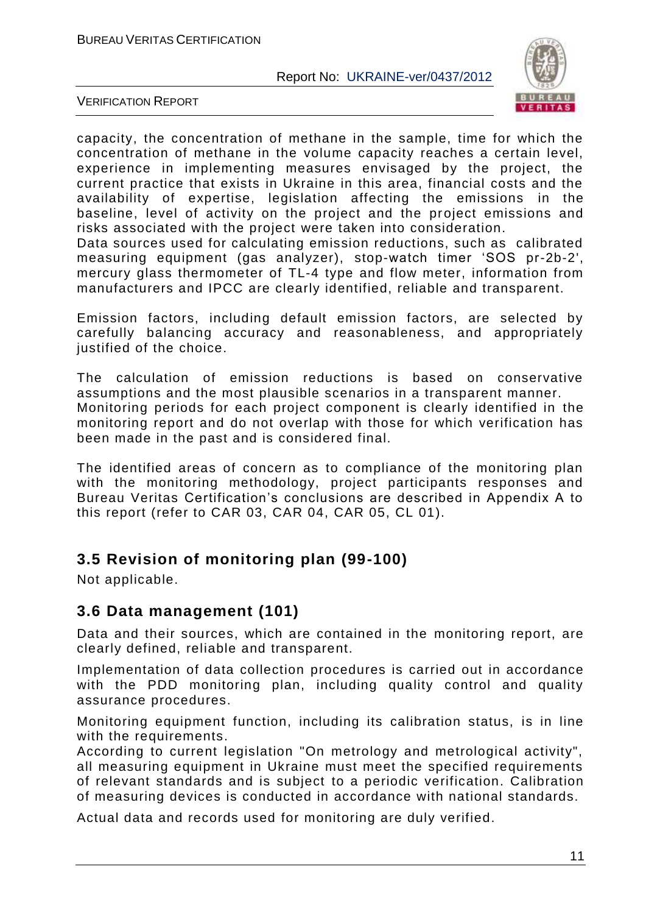capacity, the concentration of methane in the sample, time for which the concentration of methane in the volume capacity reaches a certain level, experience in implementing measures envisaged by the project, the current practice that exists in Ukraine in this area, financial costs and the availability of expertise, legislation affecting the emissions in the baseline, level of activity on the project and the project emissions and risks associated with the project were taken into consideration.
Data sources used for calculating emission reductions, such as calibrated measuring equipment (gas analyzer), stop-watch timer 'SOS pr-2b-2', mercury glass thermometer of TL-4 type and flow meter, information from manufacturers and IPCC are clearly identified, reliable and transparent.

Emission factors, including default emission factors, are selected by carefully balancing accuracy and reasonableness, and appropriately justified of the choice.

The calculation of emission reductions is based on conservative assumptions and the most plausible scenarios in a transparent manner.
Monitoring periods for each project component is clearly identified in the monitoring report and do not overlap with those for which verification has been made in the past and is considered final.

The identified areas of concern as to compliance of the monitoring plan with the monitoring methodology, project participants responses and Bureau Veritas Certification's conclusions are described in Appendix A to this report (refer to CAR 03, CAR 04, CAR 05, CL 01).

## 3.5 Revision of monitoring plan (99-100)

Not applicable.

## 3.6 Data management (101)

Data and their sources, which are contained in the monitoring report, are clearly defined, reliable and transparent.

Implementation of data collection procedures is carried out in accordance with the PDD monitoring plan, including quality control and quality assurance procedures.

Monitoring equipment function, including its calibration status, is in line with the requirements.
According to current legislation "On metrology and metrological activity", all measuring equipment in Ukraine must meet the specified requirements of relevant standards and is subject to a periodic verification. Calibration of measuring devices is conducted in accordance with national standards.

Actual data and records used for monitoring are duly verified.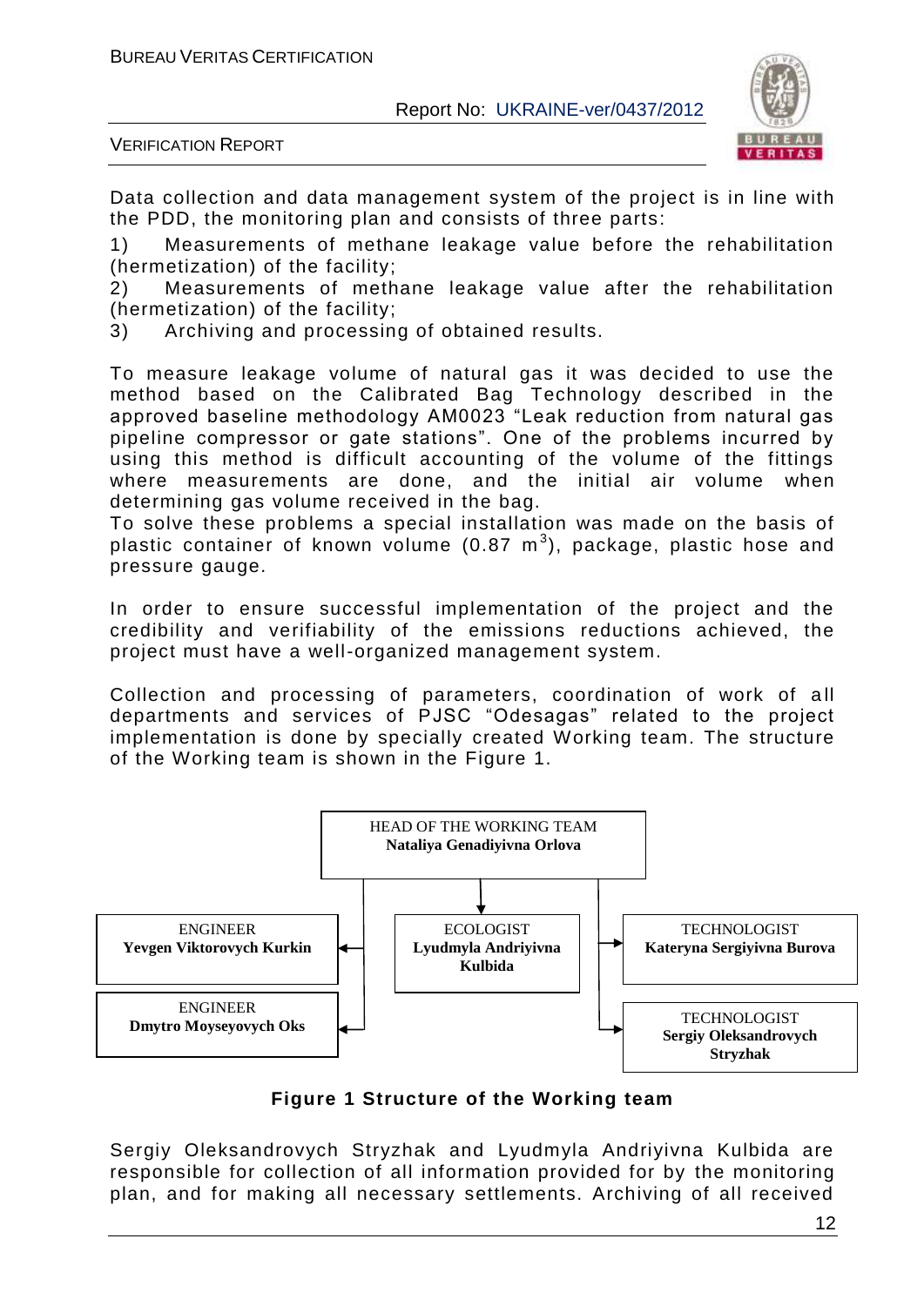Data collection and data management system of the project is in line with the PDD, the monitoring plan and consists of three parts:

1) Measurements of methane leakage value before the rehabilitation (hermetization) of the facility;
2) Measurements of methane leakage value after the rehabilitation (hermetization) of the facility;
3) Archiving and processing of obtained results.

To measure leakage volume of natural gas it was decided to use the method based on the Calibrated Bag Technology described in the approved baseline methodology AM0023 "Leak reduction from natural gas pipeline compressor or gate stations". One of the problems incurred by using this method is difficult accounting of the volume of the fittings where measurements are done, and the initial air volume when determining gas volume received in the bag.

To solve these problems a special installation was made on the basis of plastic container of known volume (0.87 $m^3$), package, plastic hose and pressure gauge.

In order to ensure successful implementation of the project and the credibility and verifiability of the emissions reductions achieved, the project must have a well-organized management system.

Collection and processing of parameters, coordination of work of all departments and services of PJSC "Odesagas" related to the project implementation is done by specially created Working team. The structure of the Working team is shown in the Figure 1.

HEAD OF THE WORKING TEAM
**Nataliya Genadiyivna Orlova**

- ENGINEER **Yevgen Viktorovych Kurkin**
- ENGINEER **Dmytro Moyseyovych Oks**
- ECOLOGIST **Lyudmyla Andriyivna Kulbida**
- TECHNOLOGIST **Kateryna Sergiyivna Burova**
- TECHNOLOGIST **Sergiy Oleksandrovych Stryzhak**

**Figure 1 Structure of the Working team**

Sergiy Oleksandrovych Stryzhak and Lyudmyla Andriyivna Kulbida are responsible for collection of all information provided for by the monitoring plan, and for making all necessary settlements. Archiving of all received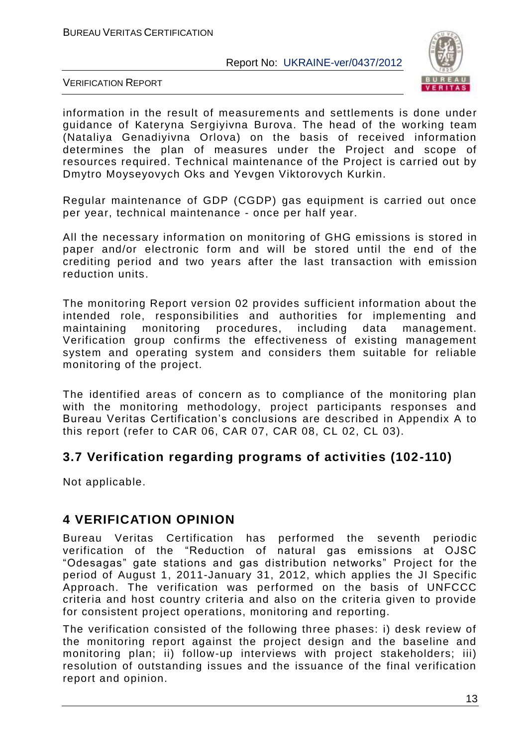information in the result of measurements and settlements is done under guidance of Kateryna Sergiyivna Burova. The head of the working team (Nataliya Genadiyivna Orlova) on the basis of received information determines the plan of measures under the Project and scope of resources required. Technical maintenance of the Project is carried out by Dmytro Moyseyovych Oks and Yevgen Viktorovych Kurkin.

Regular maintenance of GDP (CGDP) gas equipment is carried out once per year, technical maintenance - once per half year.

All the necessary information on monitoring of GHG emissions is stored in paper and/or electronic form and will be stored until the end of the crediting period and two years after the last transaction with emission reduction units.

The monitoring Report version 02 provides sufficient information about the intended role, responsibilities and authorities for implementing and maintaining monitoring procedures, including data management. Verification group confirms the effectiveness of existing management system and operating system and considers them suitable for reliable monitoring of the project.

The identified areas of concern as to compliance of the monitoring plan with the monitoring methodology, project participants responses and Bureau Veritas Certification's conclusions are described in Appendix A to this report (refer to CAR 06, CAR 07, CAR 08, CL 02, CL 03).

## 3.7 Verification regarding programs of activities (102-110)

Not applicable.

# 4 VERIFICATION OPINION

Bureau Veritas Certification has performed the seventh periodic verification of the "Reduction of natural gas emissions at OJSC "Odesagas" gate stations and gas distribution networks" Project for the period of August 1, 2011-January 31, 2012, which applies the JI Specific Approach. The verification was performed on the basis of UNFCCC criteria and host country criteria and also on the criteria given to provide for consistent project operations, monitoring and reporting.

The verification consisted of the following three phases: i) desk review of the monitoring report against the project design and the baseline and monitoring plan; ii) follow-up interviews with project stakeholders; iii) resolution of outstanding issues and the issuance of the final verification report and opinion.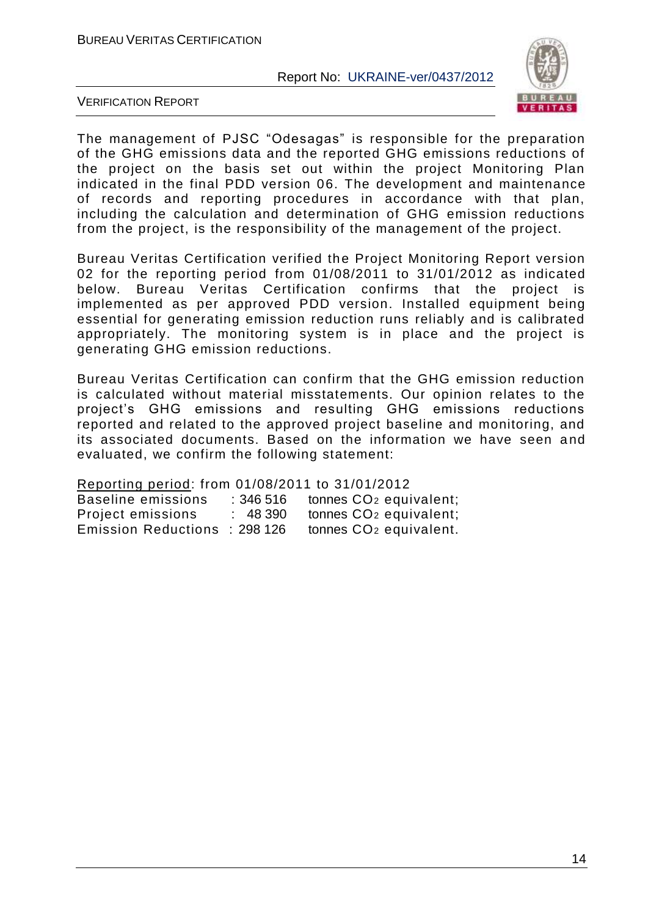The management of PJSC "Odesagas" is responsible for the preparation of the GHG emissions data and the reported GHG emissions reductions of the project on the basis set out within the project Monitoring Plan indicated in the final PDD version 06. The development and maintenance of records and reporting procedures in accordance with that plan, including the calculation and determination of GHG emission reductions from the project, is the responsibility of the management of the project.

Bureau Veritas Certification verified the Project Monitoring Report version 02 for the reporting period from 01/08/2011 to 31/01/2012 as indicated below. Bureau Veritas Certification confirms that the project is implemented as per approved PDD version. Installed equipment being essential for generating emission reduction runs reliably and is calibrated appropriately. The monitoring system is in place and the project is generating GHG emission reductions.

Bureau Veritas Certification can confirm that the GHG emission reduction is calculated without material misstatements. Our opinion relates to the project's GHG emissions and resulting GHG emissions reductions reported and related to the approved project baseline and monitoring, and its associated documents. Based on the information we have seen and evaluated, we confirm the following statement:

Reporting period: from 01/08/2011 to 31/01/2012

Baseline emissions : 346 516 tonnes $CO_2$ equivalent;
Project emissions : 48 390 tonnes $CO_2$ equivalent;
Emission Reductions : 298 126 tonnes $CO_2$ equivalent.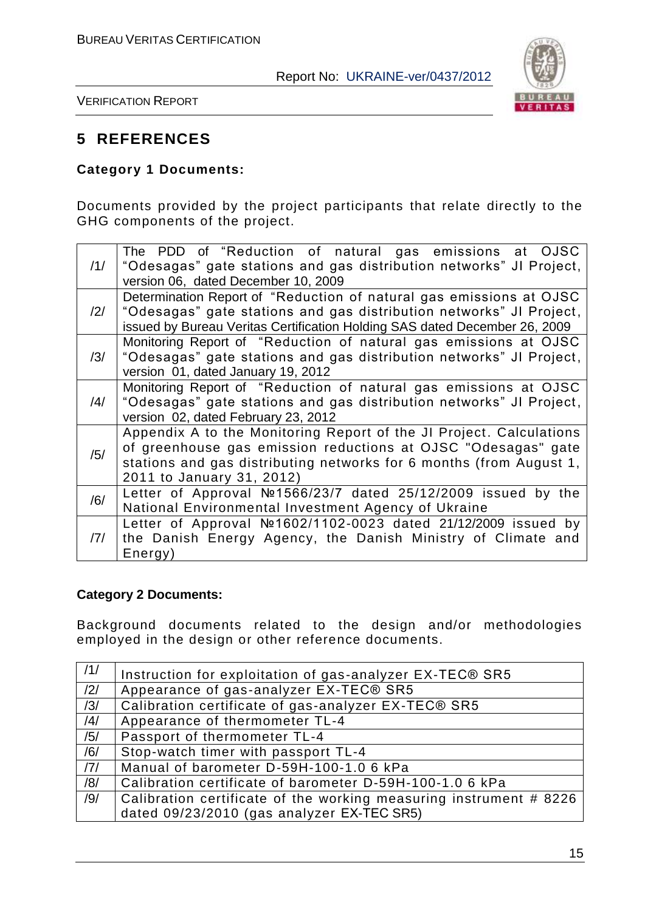# 5 REFERENCES

**Category 1 Documents:**

Documents provided by the project participants that relate directly to the GHG components of the project.

| | |
|---|---|
| /1/ | The PDD of "Reduction of natural gas emissions at OJSC "Odesagas" gate stations and gas distribution networks" JI Project, version 06, dated December 10, 2009 |
| /2/ | Determination Report of "Reduction of natural gas emissions at OJSC "Odesagas" gate stations and gas distribution networks" JI Project, issued by Bureau Veritas Certification Holding SAS dated December 26, 2009 |
| /3/ | Monitoring Report of "Reduction of natural gas emissions at OJSC "Odesagas" gate stations and gas distribution networks" JI Project, version 01, dated January 19, 2012 |
| /4/ | Monitoring Report of "Reduction of natural gas emissions at OJSC "Odesagas" gate stations and gas distribution networks" JI Project, version 02, dated February 23, 2012 |
| /5/ | Appendix A to the Monitoring Report of the JI Project. Calculations of greenhouse gas emission reductions at OJSC "Odesagas" gate stations and gas distributing networks for 6 months (from August 1, 2011 to January 31, 2012) |
| /6/ | Letter of Approval №1566/23/7 dated 25/12/2009 issued by the National Environmental Investment Agency of Ukraine |
| /7/ | Letter of Approval №1602/1102-0023 dated 21/12/2009 issued by the Danish Energy Agency, the Danish Ministry of Climate and Energy) |

**Category 2 Documents:**

Background documents related to the design and/or methodologies employed in the design or other reference documents.

| | |
|---|---|
| /1/ | Instruction for exploitation of gas-analyzer EX-TEC® SR5 |
| /2/ | Appearance of gas-analyzer EX-TEC® SR5 |
| /3/ | Calibration certificate of gas-analyzer EX-TEC® SR5 |
| /4/ | Appearance of thermometer TL-4 |
| /5/ | Passport of thermometer TL-4 |
| /6/ | Stop-watch timer with passport TL-4 |
| /7/ | Manual of barometer D-59H-100-1.0 6 kPa |
| /8/ | Calibration certificate of barometer D-59H-100-1.0 6 kPa |
| /9/ | Calibration certificate of the working measuring instrument # 8226 dated 09/23/2010 (gas analyzer EX-TEC SR5) |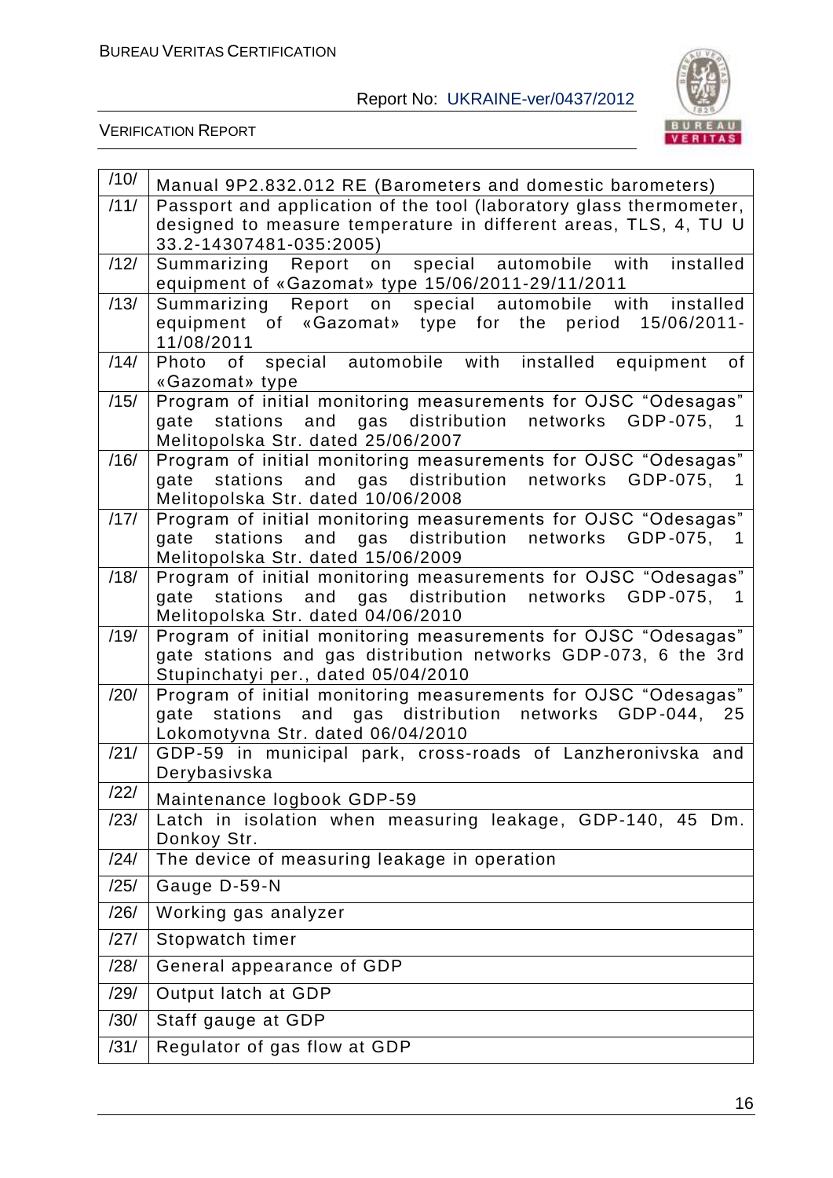| | |
|---|---|
| /10/ | Manual 9P2.832.012 RE (Barometers and domestic barometers) |
| /11/ | Passport and application of the tool (laboratory glass thermometer, designed to measure temperature in different areas, TLS, 4, TU U 33.2-14307481-035:2005) |
| /12/ | Summarizing Report on special automobile with installed equipment of «Gazomat» type 15/06/2011-29/11/2011 |
| /13/ | Summarizing Report on special automobile with installed equipment of «Gazomat» type for the period 15/06/2011-11/08/2011 |
| /14/ | Photo of special automobile with installed equipment of «Gazomat» type |
| /15/ | Program of initial monitoring measurements for OJSC “Odesagas” gate stations and gas distribution networks GDP-075, 1 Melitopolska Str. dated 25/06/2007 |
| /16/ | Program of initial monitoring measurements for OJSC “Odesagas” gate stations and gas distribution networks GDP-075, 1 Melitopolska Str. dated 10/06/2008 |
| /17/ | Program of initial monitoring measurements for OJSC “Odesagas” gate stations and gas distribution networks GDP-075, 1 Melitopolska Str. dated 15/06/2009 |
| /18/ | Program of initial monitoring measurements for OJSC “Odesagas” gate stations and gas distribution networks GDP-075, 1 Melitopolska Str. dated 04/06/2010 |
| /19/ | Program of initial monitoring measurements for OJSC “Odesagas” gate stations and gas distribution networks GDP-073, 6 the 3rd Stupinchatyi per., dated 05/04/2010 |
| /20/ | Program of initial monitoring measurements for OJSC “Odesagas” gate stations and gas distribution networks GDP-044, 25 Lokomotyvna Str. dated 06/04/2010 |
| /21/ | GDP-59 in municipal park, cross-roads of Lanzheronivska and Derybasivska |
| /22/ | Maintenance logbook GDP-59 |
| /23/ | Latch in isolation when measuring leakage, GDP-140, 45 Dm. Donkoy Str. |
| /24/ | The device of measuring leakage in operation |
| /25/ | Gauge D-59-N |
| /26/ | Working gas analyzer |
| /27/ | Stopwatch timer |
| /28/ | General appearance of GDP |
| /29/ | Output latch at GDP |
| /30/ | Staff gauge at GDP |
| /31/ | Regulator of gas flow at GDP |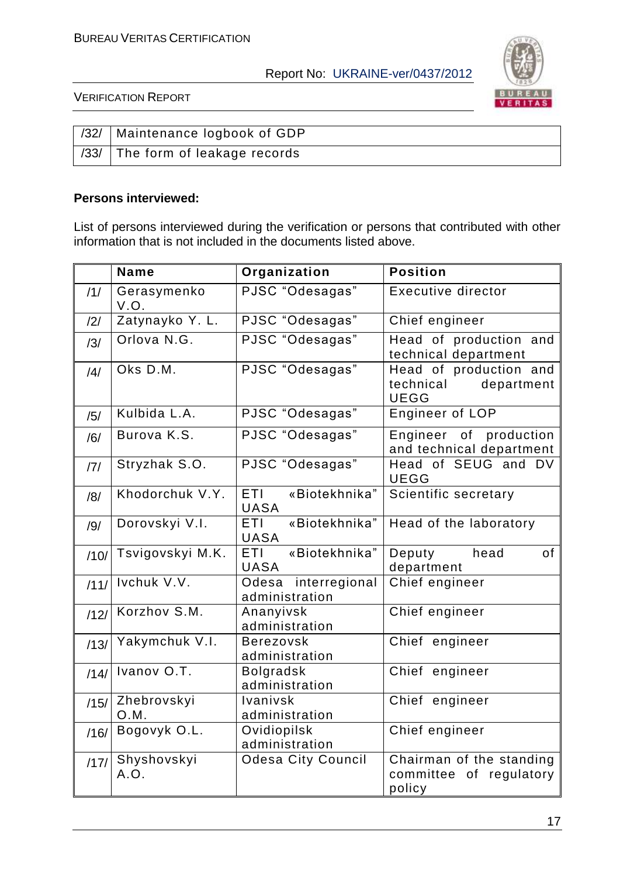| | |
|---|---|
| /32/ | Maintenance logbook of GDP |
| /33/ | The form of leakage records |

**Persons interviewed:**

List of persons interviewed during the verification or persons that contributed with other information that is not included in the documents listed above.

| | Name | Organization | Position |
|---|---|---|---|
| /1/ | Gerasymenko V.O. | PJSC "Odesagas" | Executive director |
| /2/ | Zatynayko Y. L. | PJSC "Odesagas" | Chief engineer |
| /3/ | Orlova N.G. | PJSC "Odesagas" | Head of production and technical department |
| /4/ | Oks D.M. | PJSC "Odesagas" | Head of production and technical department UEGG |
| /5/ | Kulbida L.A. | PJSC "Odesagas" | Engineer of LOP |
| /6/ | Burova K.S. | PJSC "Odesagas" | Engineer of production and technical department |
| /7/ | Stryzhak S.O. | PJSC "Odesagas" | Head of SEUG and DV UEGG |
| /8/ | Khodorchuk V.Y. | ETI «Biotekhnika" UASA | Scientific secretary |
| /9/ | Dorovskyi V.I. | ETI «Biotekhnika" UASA | Head of the laboratory |
| /10/ | Tsvigovskyi M.K. | ETI «Biotekhnika" UASA | Deputy head of department |
| /11/ | Ivchuk V.V. | Odesa interregional administration | Chief engineer |
| /12/ | Korzhov S.M. | Ananyivsk administration | Chief engineer |
| /13/ | Yakymchuk V.I. | Berezovsk administration | Chief engineer |
| /14/ | Ivanov O.T. | Bolgradsk administration | Chief engineer |
| /15/ | Zhebrovskyi O.M. | Ivanivsk administration | Chief engineer |
| /16/ | Bogovyk O.L. | Ovidiopilsk administration | Chief engineer |
| /17/ | Shyshovskyi A.O. | Odesa City Council | Chairman of the standing committee of regulatory policy |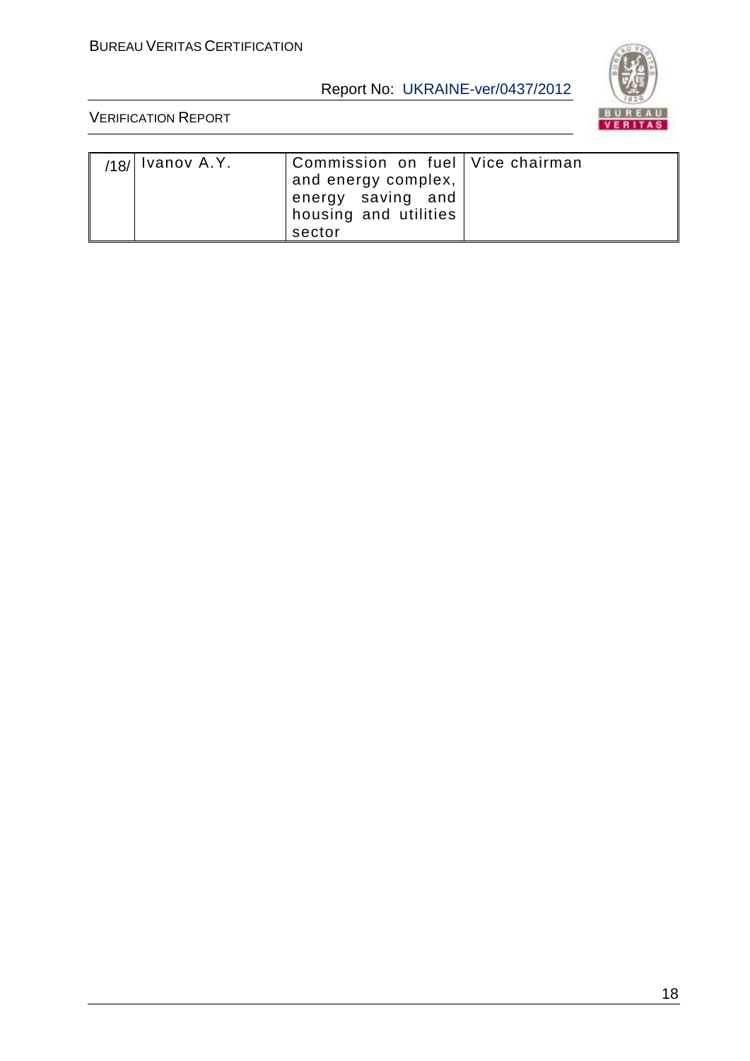| | | | |
|---|---|---|---|
| /18/ | Ivanov A.Y. | Commission on fuel and energy complex, energy saving and housing and utilities sector | Vice chairman |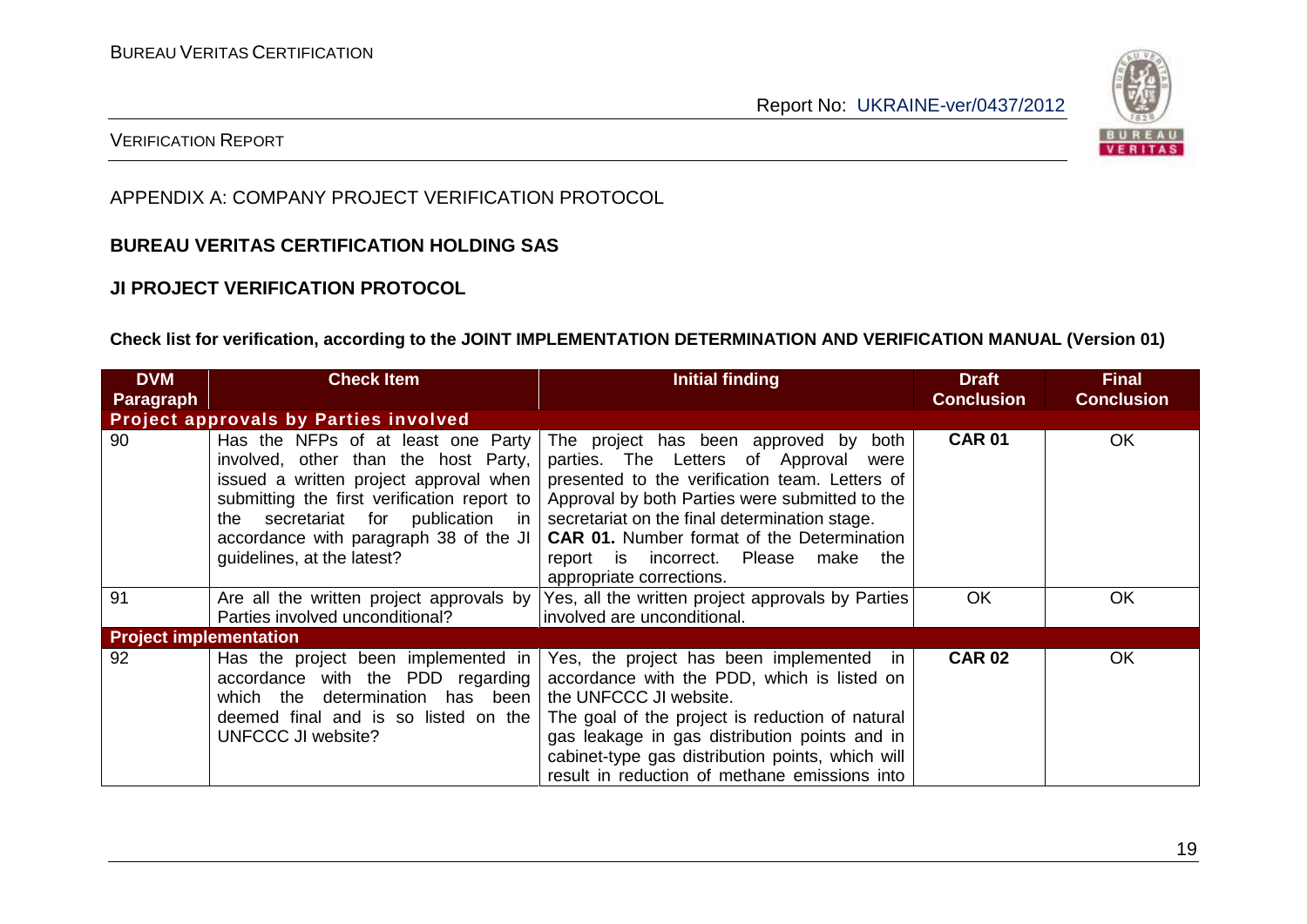APPENDIX A: COMPANY PROJECT VERIFICATION PROTOCOL

**BUREAU VERITAS CERTIFICATION HOLDING SAS**

**JI PROJECT VERIFICATION PROTOCOL**

**Check list for verification, according to the JOINT IMPLEMENTATION DETERMINATION AND VERIFICATION MANUAL (Version 01)**

| DVM Paragraph | Check Item | Initial finding | Draft Conclusion | Final Conclusion |
|---|---|---|---|---|
| **Project approvals by Parties involved** | | | | |
| 90 | Has the NFPs of at least one Party involved, other than the host Party, issued a written project approval when submitting the first verification report to the secretariat for publication in accordance with paragraph 38 of the JI guidelines, at the latest? | The project has been approved by both parties. The Letters of Approval were presented to the verification team. Letters of Approval by both Parties were submitted to the secretariat on the final determination stage. **CAR 01.** Number format of the Determination report is incorrect. Please make the appropriate corrections. | **CAR 01** | OK |
| 91 | Are all the written project approvals by Parties involved unconditional? | Yes, all the written project approvals by Parties involved are unconditional. | OK | OK |
| **Project implementation** | | | | |
| 92 | Has the project been implemented in accordance with the PDD regarding which the determination has been deemed final and is so listed on the UNFCCC JI website? | Yes, the project has been implemented in accordance with the PDD, which is listed on the UNFCCC JI website. The goal of the project is reduction of natural gas leakage in gas distribution points and in cabinet-type gas distribution points, which will result in reduction of methane emissions into | **CAR 02** | OK |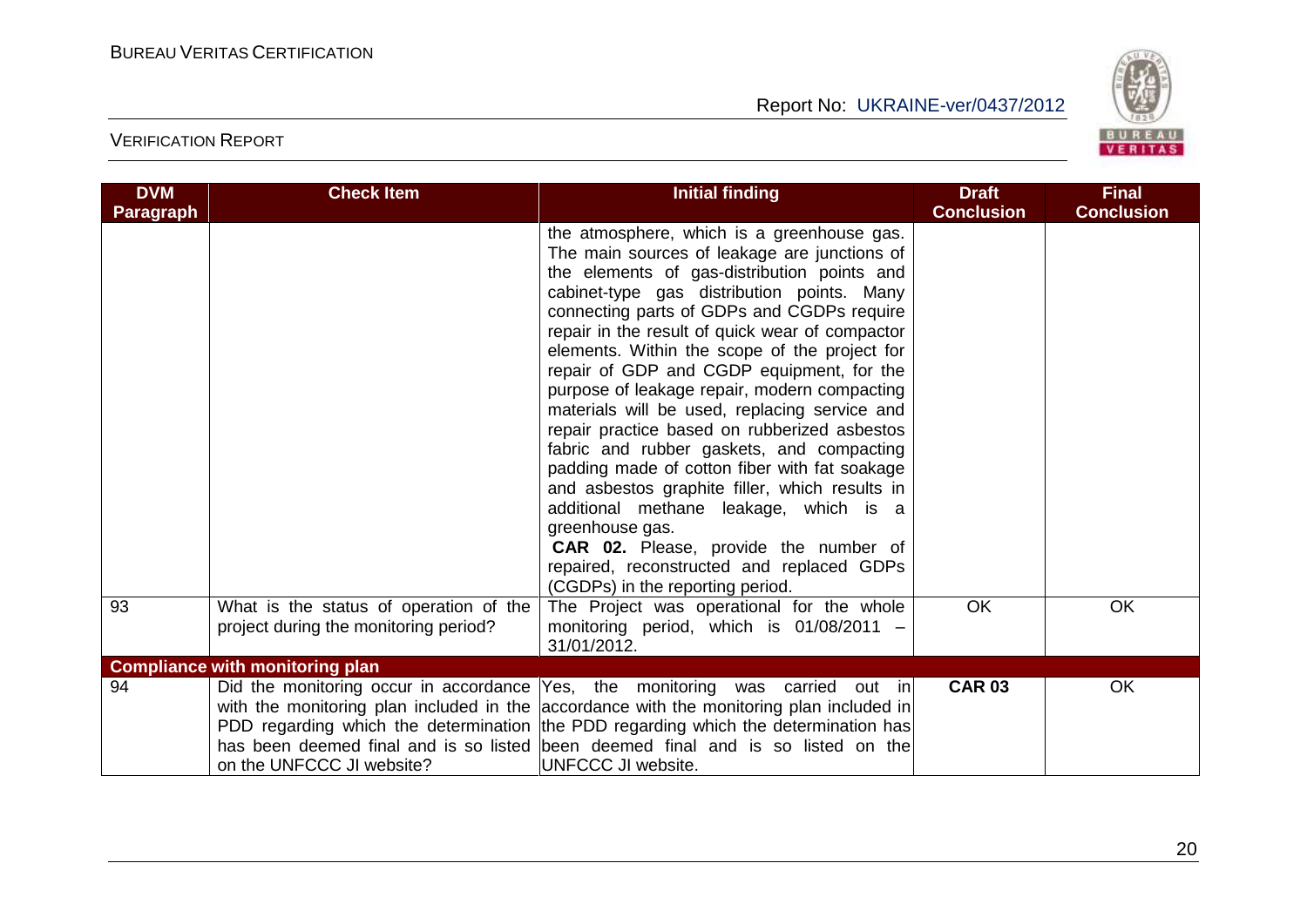| DVM Paragraph | Check Item | Initial finding | Draft Conclusion | Final Conclusion |
|---|---|---|---|---|
| | | the atmosphere, which is a greenhouse gas. The main sources of leakage are junctions of the elements of gas-distribution points and cabinet-type gas distribution points. Many connecting parts of GDPs and CGDPs require repair in the result of quick wear of compactor elements. Within the scope of the project for repair of GDP and CGDP equipment, for the purpose of leakage repair, modern compacting materials will be used, replacing service and repair practice based on rubberized asbestos fabric and rubber gaskets, and compacting padding made of cotton fiber with fat soakage and asbestos graphite filler, which results in additional methane leakage, which is a greenhouse gas.<br>**CAR 02.** Please, provide the number of repaired, reconstructed and replaced GDPs (CGDPs) in the reporting period. | | |
| 93 | What is the status of operation of the project during the monitoring period? | The Project was operational for the whole monitoring period, which is 01/08/2011 – 31/01/2012. | OK | OK |
| **Compliance with monitoring plan** | | | | |
| 94 | Did the monitoring occur in accordance with the monitoring plan included in the PDD regarding which the determination has been deemed final and is so listed on the UNFCCC JI website? | Yes, the monitoring was carried out in accordance with the monitoring plan included in the PDD regarding which the determination has been deemed final and is so listed on the UNFCCC JI website. | **CAR 03** | OK |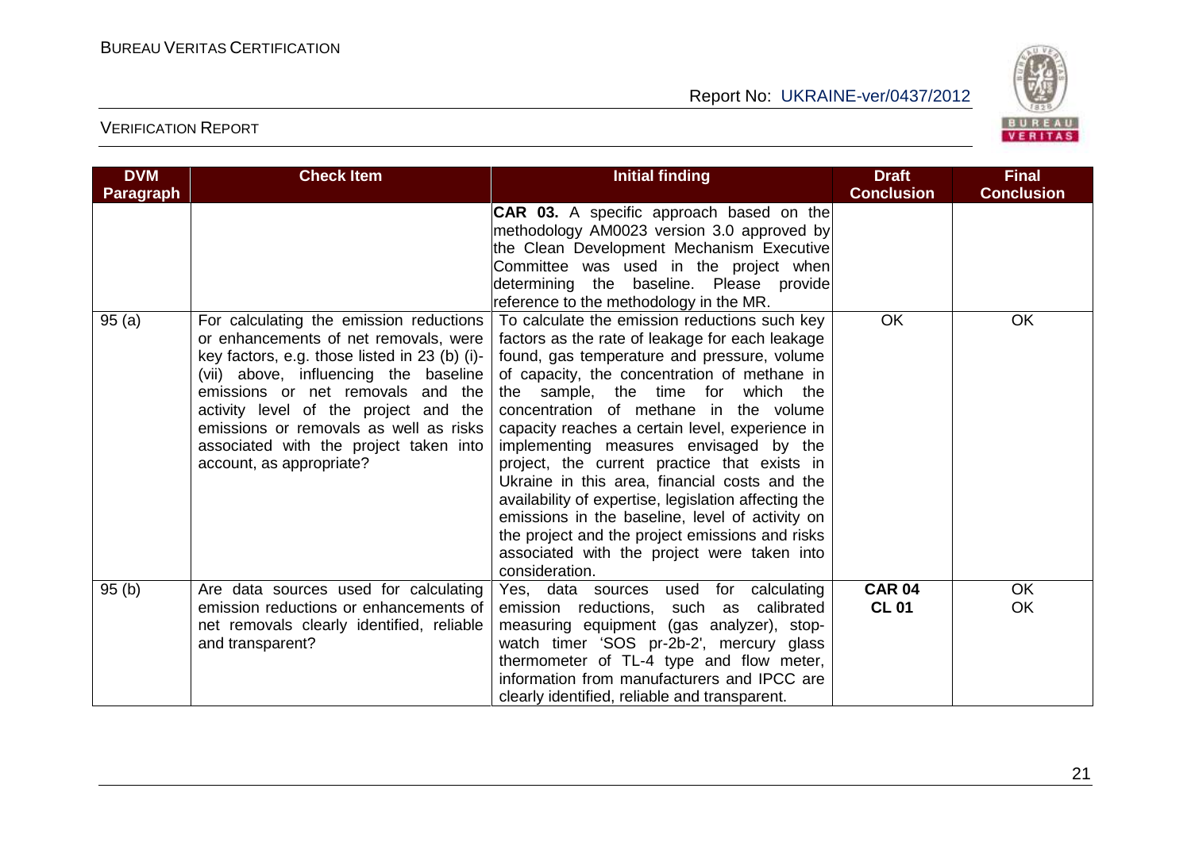| DVM Paragraph | Check Item | Initial finding | Draft Conclusion | Final Conclusion |
|---|---|---|---|---|
| | | **CAR 03.** A specific approach based on the methodology AM0023 version 3.0 approved by the Clean Development Mechanism Executive Committee was used in the project when determining the baseline. Please provide reference to the methodology in the MR. | | |
| 95 (a) | For calculating the emission reductions or enhancements of net removals, were key factors, e.g. those listed in 23 (b) (i)-(vii) above, influencing the baseline emissions or net removals and the activity level of the project and the emissions or removals as well as risks associated with the project taken into account, as appropriate? | To calculate the emission reductions such key factors as the rate of leakage for each leakage found, gas temperature and pressure, volume of capacity, the concentration of methane in the sample, the time for which the concentration of methane in the volume capacity reaches a certain level, experience in implementing measures envisaged by the project, the current practice that exists in Ukraine in this area, financial costs and the availability of expertise, legislation affecting the emissions in the baseline, level of activity on the project and the project emissions and risks associated with the project were taken into consideration. | OK | OK |
| 95 (b) | Are data sources used for calculating emission reductions or enhancements of net removals clearly identified, reliable and transparent? | Yes, data sources used for calculating emission reductions, such as calibrated measuring equipment (gas analyzer), stop-watch timer 'SOS pr-2b-2', mercury glass thermometer of TL-4 type and flow meter, information from manufacturers and IPCC are clearly identified, reliable and transparent. | **CAR 04**<br>**CL 01** | OK<br>OK |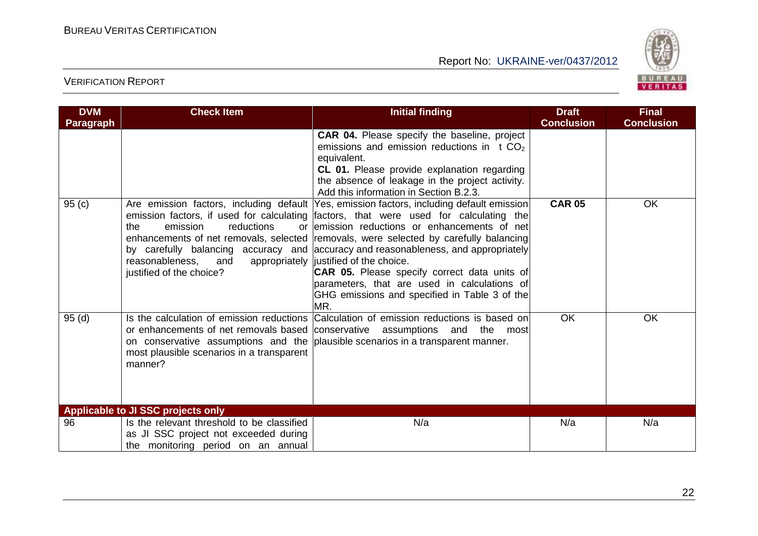| DVM Paragraph | Check Item | Initial finding | Draft Conclusion | Final Conclusion |
|---|---|---|---|---|
| | | **CAR 04.** Please specify the baseline, project emissions and emission reductions in t $CO_2$ equivalent.<br>**CL 01.** Please provide explanation regarding the absence of leakage in the project activity. Add this information in Section B.2.3. | | |
| 95 (c) | Are emission factors, including default emission factors, if used for calculating the emission reductions or enhancements of net removals, selected by carefully balancing accuracy and reasonableness, and appropriately justified of the choice? | Yes, emission factors, including default emission factors, that were used for calculating the emission reductions or enhancements of net removals, were selected by carefully balancing accuracy and reasonableness, and appropriately justified of the choice.<br>**CAR 05.** Please specify correct data units of parameters, that are used in calculations of GHG emissions and specified in Table 3 of the MR. | **CAR 05** | OK |
| 95 (d) | Is the calculation of emission reductions or enhancements of net removals based on conservative assumptions and the most plausible scenarios in a transparent manner? | Calculation of emission reductions is based on conservative assumptions and the most plausible scenarios in a transparent manner. | OK | OK |
| **Applicable to JI SSC projects only** | | | | |
| 96 | Is the relevant threshold to be classified as JI SSC project not exceeded during the monitoring period on an annual | N/a | N/a | N/a |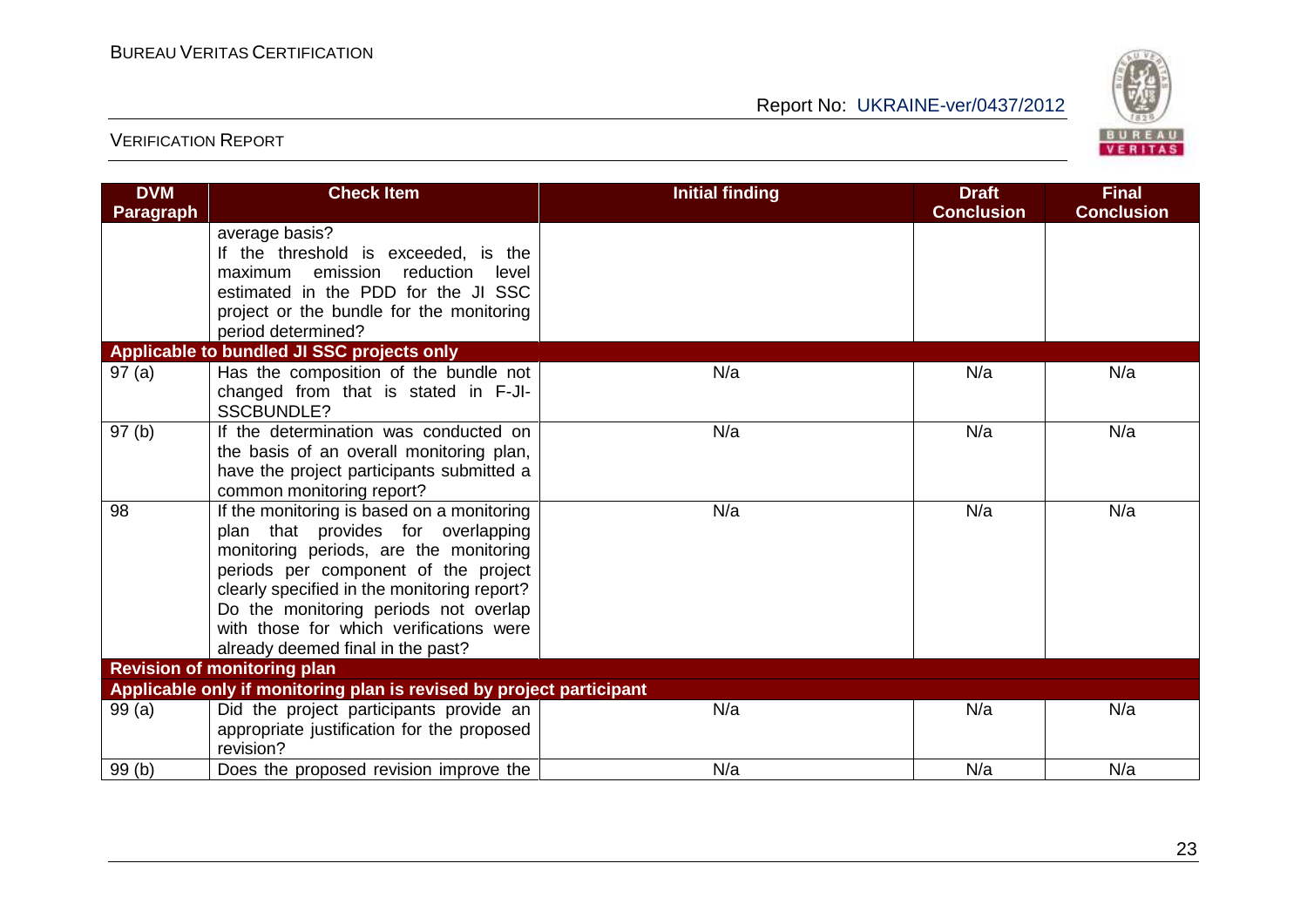| DVM Paragraph | Check Item | Initial finding | Draft Conclusion | Final Conclusion |
|---|---|---|---|---|
| | average basis? If the threshold is exceeded, is the maximum emission reduction level estimated in the PDD for the JI SSC project or the bundle for the monitoring period determined? | | | |
| **Applicable to bundled JI SSC projects only** | | | | |
| 97 (a) | Has the composition of the bundle not changed from that is stated in F-JI-SSCBUNDLE? | N/a | N/a | N/a |
| 97 (b) | If the determination was conducted on the basis of an overall monitoring plan, have the project participants submitted a common monitoring report? | N/a | N/a | N/a |
| 98 | If the monitoring is based on a monitoring plan that provides for overlapping monitoring periods, are the monitoring periods per component of the project clearly specified in the monitoring report? Do the monitoring periods not overlap with those for which verifications were already deemed final in the past? | N/a | N/a | N/a |
| **Revision of monitoring plan** | | | | |
| **Applicable only if monitoring plan is revised by project participant** | | | | |
| 99 (a) | Did the project participants provide an appropriate justification for the proposed revision? | N/a | N/a | N/a |
| 99 (b) | Does the proposed revision improve the | N/a | N/a | N/a |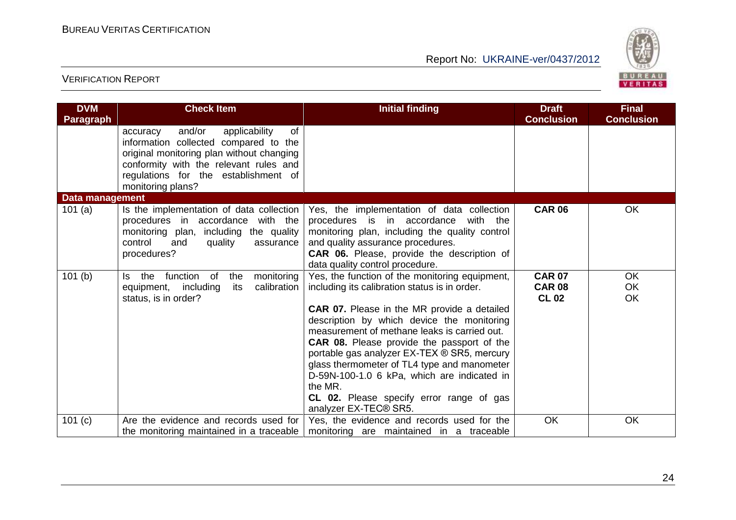| DVM Paragraph | Check Item | Initial finding | Draft Conclusion | Final Conclusion |
|---|---|---|---|---|
| | accuracy and/or applicability of information collected compared to the original monitoring plan without changing conformity with the relevant rules and regulations for the establishment of monitoring plans? | | | |
| **Data management** | | | | |
| 101 (a) | Is the implementation of data collection procedures in accordance with the monitoring plan, including the quality control and quality assurance procedures? | Yes, the implementation of data collection procedures is in accordance with the monitoring plan, including the quality control and quality assurance procedures.<br>**CAR 06.** Please, provide the description of data quality control procedure. | **CAR 06** | OK |
| 101 (b) | Is the function of the monitoring equipment, including its calibration status, is in order? | Yes, the function of the monitoring equipment, including its calibration status is in order.<br><br>**CAR 07.** Please in the MR provide a detailed description by which device the monitoring measurement of methane leaks is carried out.<br>**CAR 08.** Please provide the passport of the portable gas analyzer EX-TEX ® SR5, mercury glass thermometer of TL4 type and manometer D-59N-100-1.0 6 kPa, which are indicated in the MR.<br>**CL 02.** Please specify error range of gas analyzer EX-TEC® SR5. | **CAR 07**<br>**CAR 08**<br>**CL 02** | OK<br>OK<br>OK |
| 101 (c) | Are the evidence and records used for the monitoring maintained in a traceable | Yes, the evidence and records used for the monitoring are maintained in a traceable | OK | OK |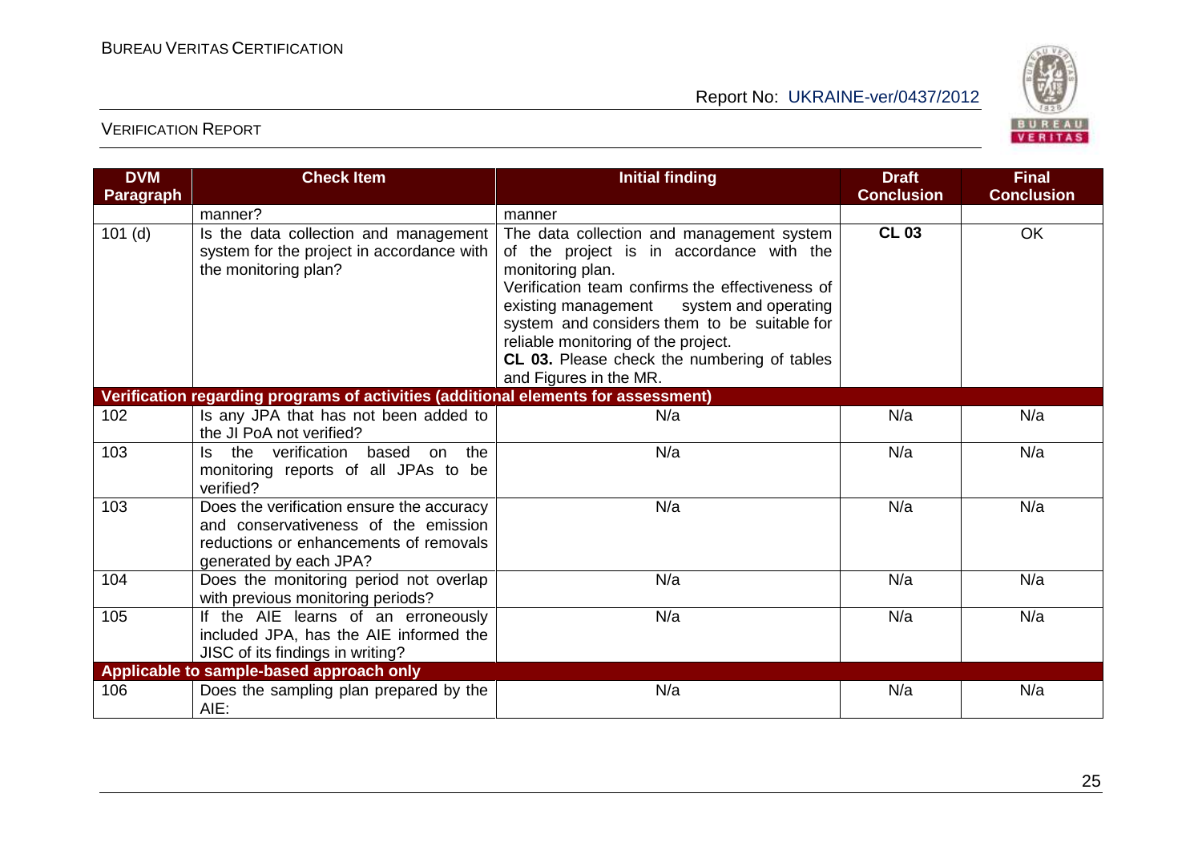| DVM Paragraph | Check Item | Initial finding | Draft Conclusion | Final Conclusion |
|---|---|---|---|---|
| | manner? | manner | | |
| 101 (d) | Is the data collection and management system for the project in accordance with the monitoring plan? | The data collection and management system of the project is in accordance with the monitoring plan.<br>Verification team confirms the effectiveness of existing management system and operating system and considers them to be suitable for reliable monitoring of the project.<br>**CL 03.** Please check the numbering of tables and Figures in the MR. | **CL 03** | OK |
| **Verification regarding programs of activities (additional elements for assessment)** | | | | |
| 102 | Is any JPA that has not been added to the JI PoA not verified? | N/a | N/a | N/a |
| 103 | Is the verification based on the monitoring reports of all JPAs to be verified? | N/a | N/a | N/a |
| 103 | Does the verification ensure the accuracy and conservativeness of the emission reductions or enhancements of removals generated by each JPA? | N/a | N/a | N/a |
| 104 | Does the monitoring period not overlap with previous monitoring periods? | N/a | N/a | N/a |
| 105 | If the AIE learns of an erroneously included JPA, has the AIE informed the JISC of its findings in writing? | N/a | N/a | N/a |
| **Applicable to sample-based approach only** | | | | |
| 106 | Does the sampling plan prepared by the AIE: | N/a | N/a | N/a |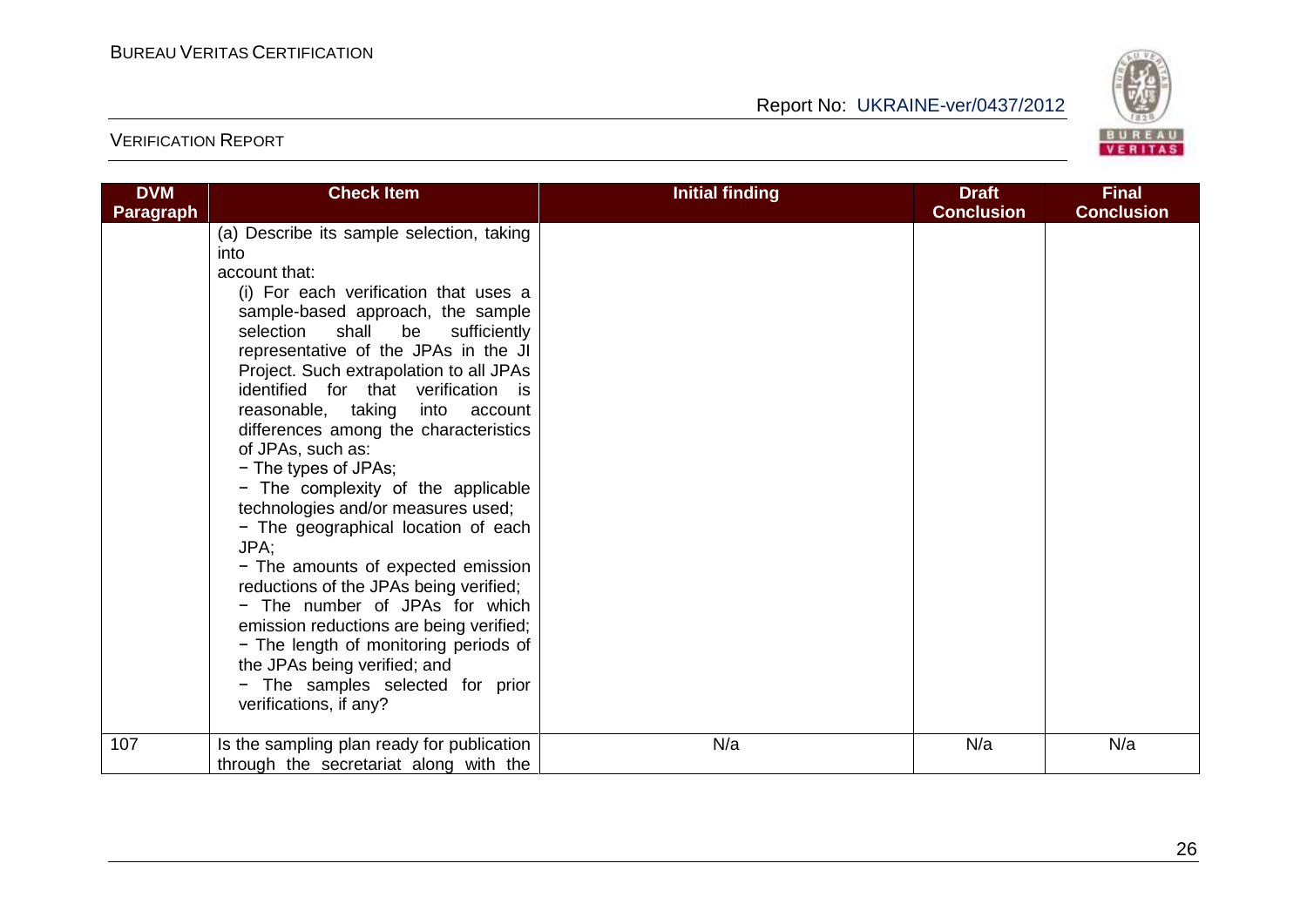| DVM Paragraph | Check Item | Initial finding | Draft Conclusion | Final Conclusion |
|---|---|---|---|---|
| | (a) Describe its sample selection, taking into account that: (i) For each verification that uses a sample-based approach, the sample selection shall be sufficiently representative of the JPAs in the JI Project. Such extrapolation to all JPAs identified for that verification is reasonable, taking into account differences among the characteristics of JPAs, such as: − The types of JPAs; − The complexity of the applicable technologies and/or measures used; − The geographical location of each JPA; − The amounts of expected emission reductions of the JPAs being verified; − The number of JPAs for which emission reductions are being verified; − The length of monitoring periods of the JPAs being verified; and − The samples selected for prior verifications, if any? | | | |
| 107 | Is the sampling plan ready for publication through the secretariat along with the | N/a | N/a | N/a |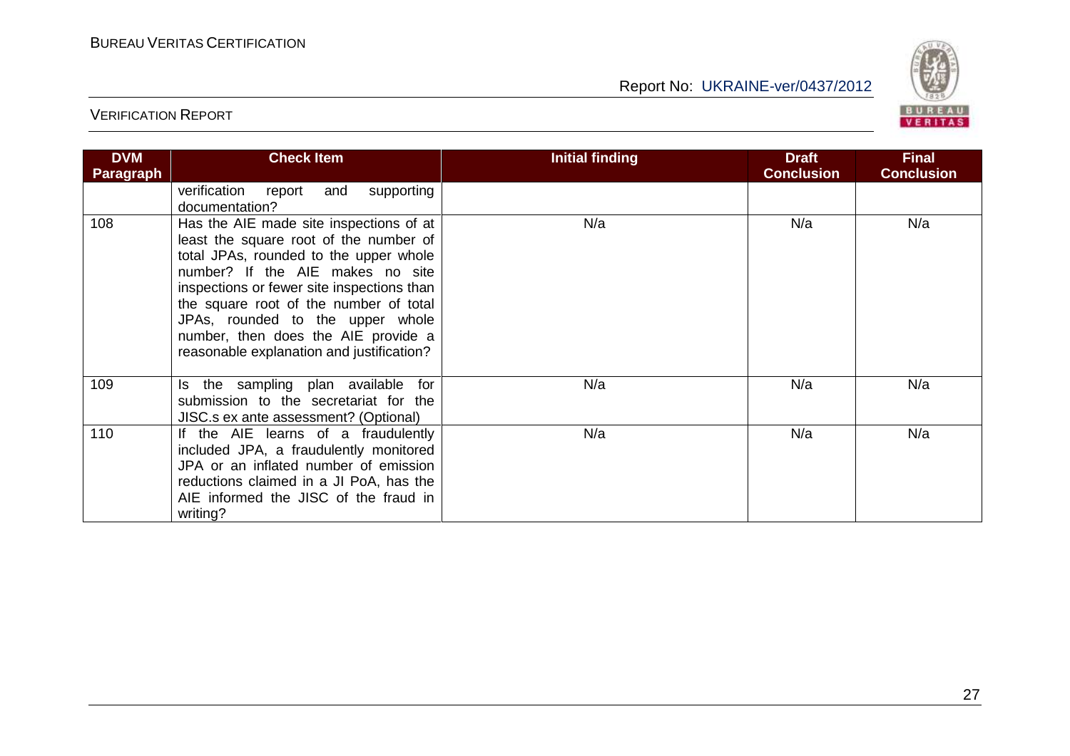| DVM Paragraph | Check Item | Initial finding | Draft Conclusion | Final Conclusion |
|---|---|---|---|---|
| | verification report and supporting documentation? | | | |
| 108 | Has the AIE made site inspections of at least the square root of the number of total JPAs, rounded to the upper whole number? If the AIE makes no site inspections or fewer site inspections than the square root of the number of total JPAs, rounded to the upper whole number, then does the AIE provide a reasonable explanation and justification? | N/a | N/a | N/a |
| 109 | Is the sampling plan available for submission to the secretariat for the JISC.s ex ante assessment? (Optional) | N/a | N/a | N/a |
| 110 | If the AIE learns of a fraudulently included JPA, a fraudulently monitored JPA or an inflated number of emission reductions claimed in a JI PoA, has the AIE informed the JISC of the fraud in writing? | N/a | N/a | N/a |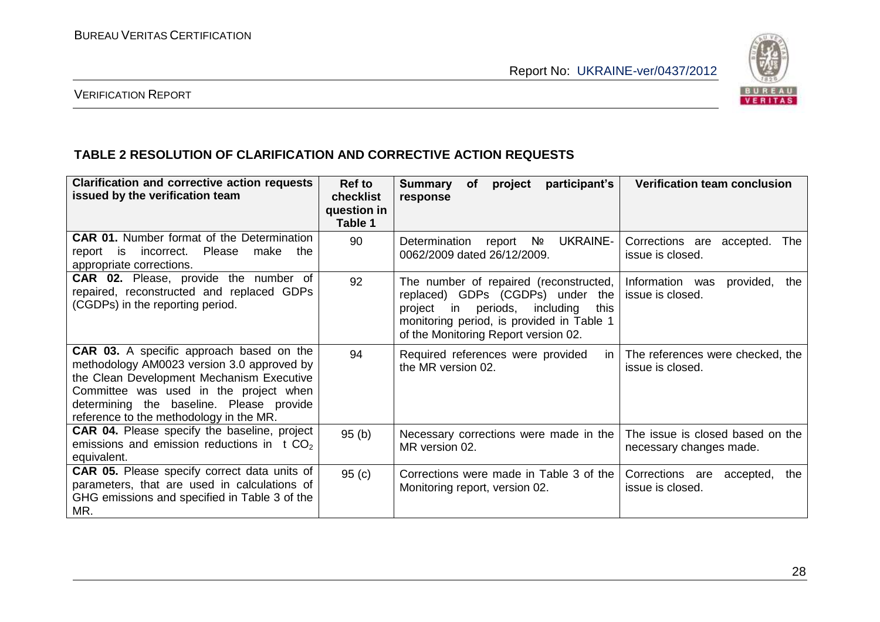## TABLE 2 RESOLUTION OF CLARIFICATION AND CORRECTIVE ACTION REQUESTS

| Clarification and corrective action requests issued by the verification team | Ref to checklist question in Table 1 | Summary of project participant's response | Verification team conclusion |
|---|---|---|---|
| **CAR 01.** Number format of the Determination report is incorrect. Please make the appropriate corrections. | 90 | Determination report № UKRAINE-0062/2009 dated 26/12/2009. | Corrections are accepted. The issue is closed. |
| **CAR 02.** Please, provide the number of repaired, reconstructed and replaced GDPs (CGDPs) in the reporting period. | 92 | The number of repaired (reconstructed, replaced) GDPs (CGDPs) under the project in periods, including this monitoring period, is provided in Table 1 of the Monitoring Report version 02. | Information was provided, the issue is closed. |
| **CAR 03.** A specific approach based on the methodology AM0023 version 3.0 approved by the Clean Development Mechanism Executive Committee was used in the project when determining the baseline. Please provide reference to the methodology in the MR. | 94 | Required references were provided in the MR version 02. | The references were checked, the issue is closed. |
| **CAR 04.** Please specify the baseline, project emissions and emission reductions in t $CO_2$ equivalent. | 95 (b) | Necessary corrections were made in the MR version 02. | The issue is closed based on the necessary changes made. |
| **CAR 05.** Please specify correct data units of parameters, that are used in calculations of GHG emissions and specified in Table 3 of the MR. | 95 (c) | Corrections were made in Table 3 of the Monitoring report, version 02. | Corrections are accepted, the issue is closed. |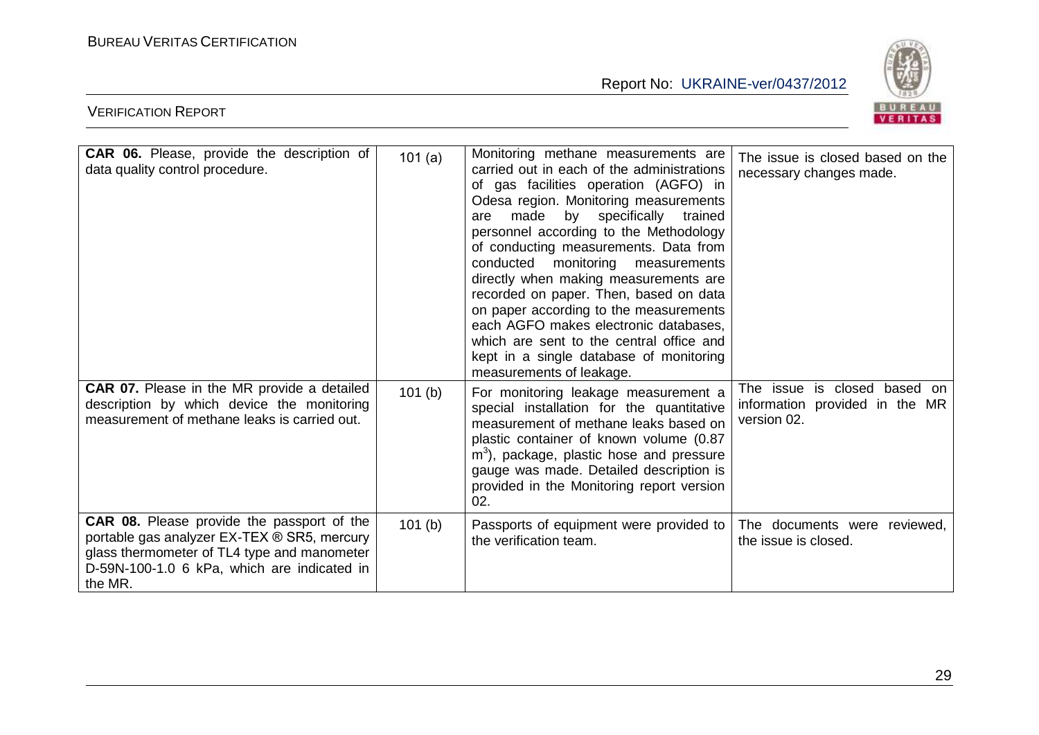| | | | |
|---|---|---|---|
| **CAR 06.** Please, provide the description of data quality control procedure. | 101 (a) | Monitoring methane measurements are carried out in each of the administrations of gas facilities operation (AGFO) in Odesa region. Monitoring measurements are made by specifically trained personnel according to the Methodology of conducting measurements. Data from conducted monitoring measurements directly when making measurements are recorded on paper. Then, based on data on paper according to the measurements each AGFO makes electronic databases, which are sent to the central office and kept in a single database of monitoring measurements of leakage. | The issue is closed based on the necessary changes made. |
| **CAR 07.** Please in the MR provide a detailed description by which device the monitoring measurement of methane leaks is carried out. | 101 (b) | For monitoring leakage measurement a special installation for the quantitative measurement of methane leaks based on plastic container of known volume (0.87 $m^3$), package, plastic hose and pressure gauge was made. Detailed description is provided in the Monitoring report version 02. | The issue is closed based on information provided in the MR version 02. |
| **CAR 08.** Please provide the passport of the portable gas analyzer EX-TEX ® SR5, mercury glass thermometer of TL4 type and manometer D-59N-100-1.0 6 kPa, which are indicated in the MR. | 101 (b) | Passports of equipment were provided to the verification team. | The documents were reviewed, the issue is closed. |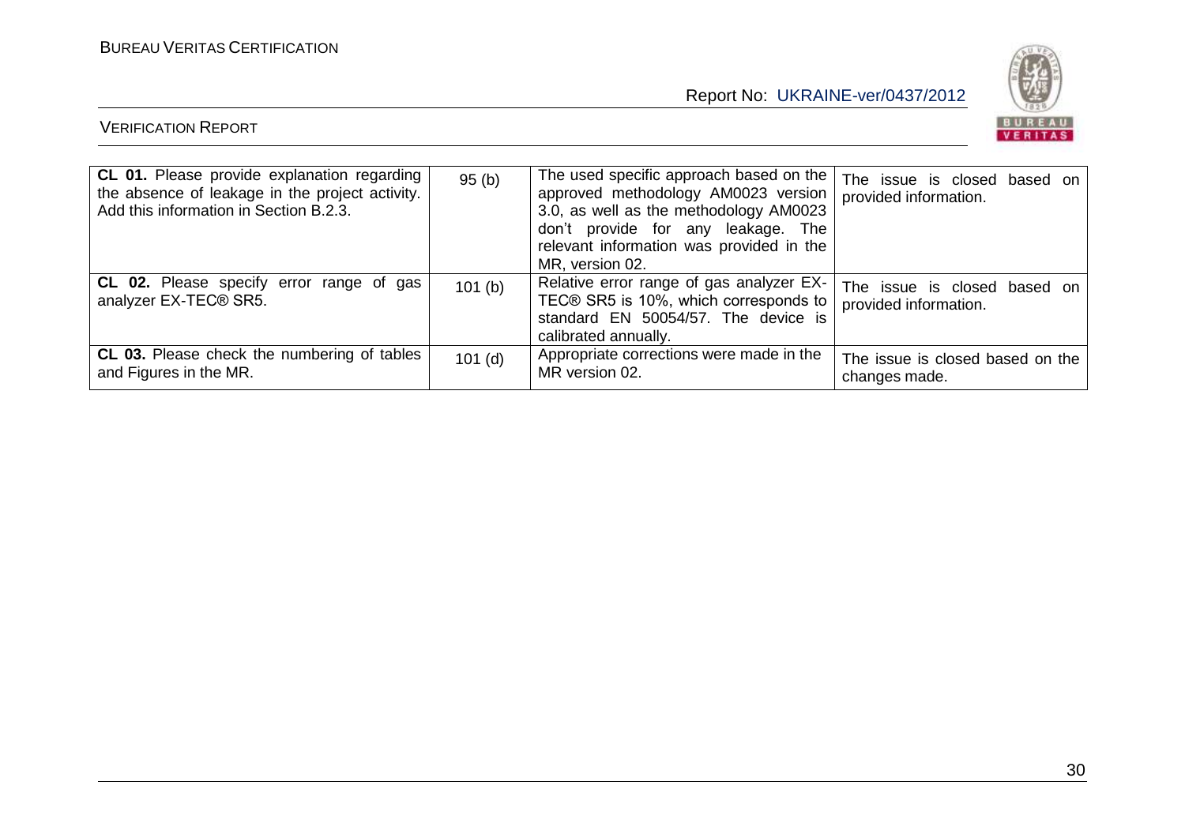| | | | |
|---|---|---|---|
| **CL 01.** Please provide explanation regarding the absence of leakage in the project activity. Add this information in Section B.2.3. | 95 (b) | The used specific approach based on the approved methodology AM0023 version 3.0, as well as the methodology AM0023 don't provide for any leakage. The relevant information was provided in the MR, version 02. | The issue is closed based on provided information. |
| **CL 02.** Please specify error range of gas analyzer EX-TEC® SR5. | 101 (b) | Relative error range of gas analyzer EX-TEC® SR5 is 10%, which corresponds to standard EN 50054/57. The device is calibrated annually. | The issue is closed based on provided information. |
| **CL 03.** Please check the numbering of tables and Figures in the MR. | 101 (d) | Appropriate corrections were made in the MR version 02. | The issue is closed based on the changes made. |